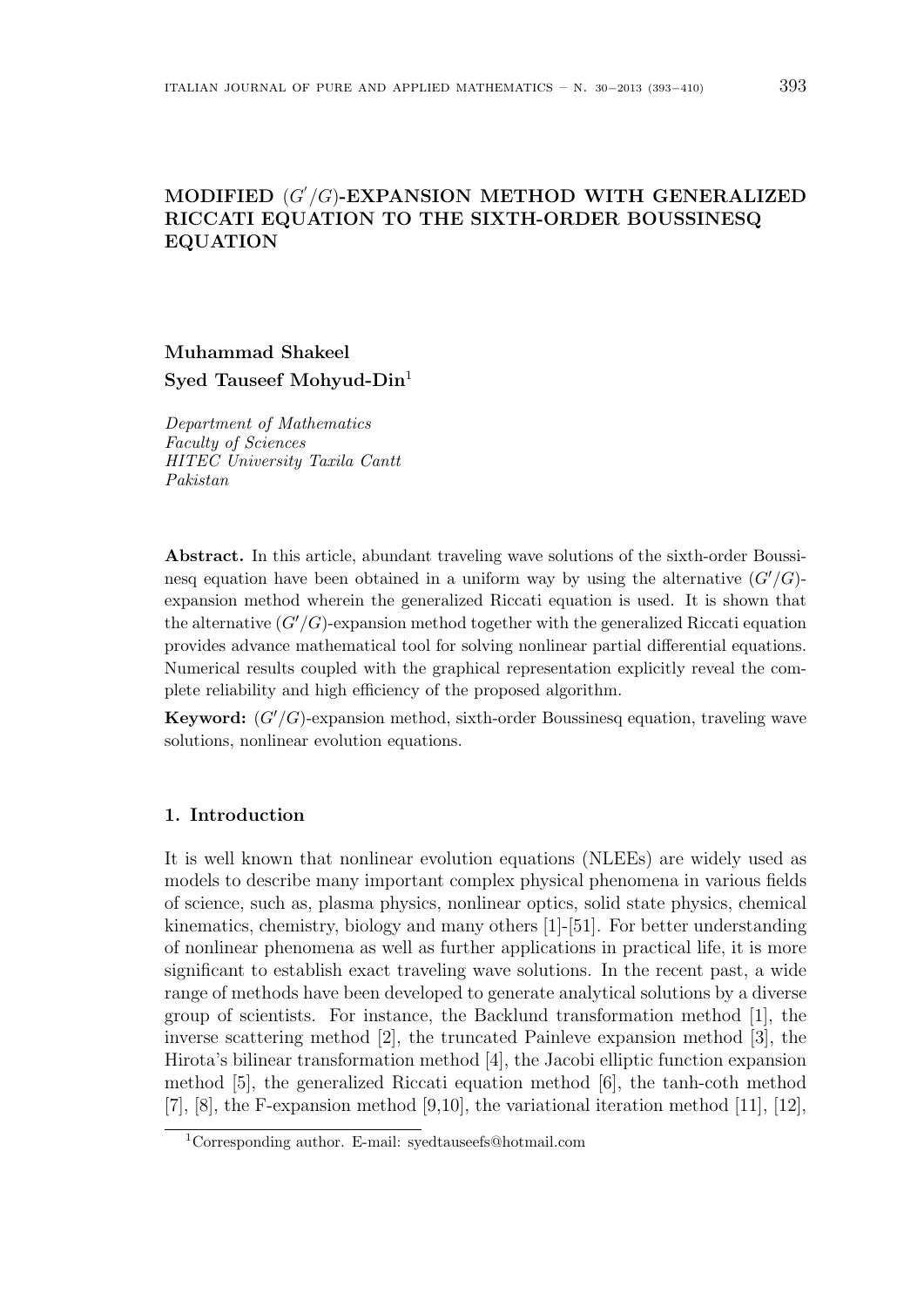# MODIFIED $(G'/G)$-EXPANSION METHOD WITH GENERALIZED RICCATI EQUATION TO THE SIXTH-ORDER BOUSSINESQ EQUATION

**Muhammad Shakeel**
**Syed Tauseef Mohyud-Din**[1]

*Department of Mathematics*
*Faculty of Sciences*
*HITEC University Taxila Cantt*
*Pakistan*

**Abstract.** In this article, abundant traveling wave solutions of the sixth-order Boussinesq equation have been obtained in a uniform way by using the alternative $(G'/G)$-expansion method wherein the generalized Riccati equation is used. It is shown that the alternative $(G'/G)$-expansion method together with the generalized Riccati equation provides advance mathematical tool for solving nonlinear partial differential equations. Numerical results coupled with the graphical representation explicitly reveal the complete reliability and high efficiency of the proposed algorithm.

**Keyword:** $(G'/G)$-expansion method, sixth-order Boussinesq equation, traveling wave solutions, nonlinear evolution equations.

## 1. Introduction

It is well known that nonlinear evolution equations (NLEEs) are widely used as models to describe many important complex physical phenomena in various fields of science, such as, plasma physics, nonlinear optics, solid state physics, chemical kinematics, chemistry, biology and many others [1]-[51]. For better understanding of nonlinear phenomena as well as further applications in practical life, it is more significant to establish exact traveling wave solutions. In the recent past, a wide range of methods have been developed to generate analytical solutions by a diverse group of scientists. For instance, the Backlund transformation method [1], the inverse scattering method [2], the truncated Painleve expansion method [3], the Hirota's bilinear transformation method [4], the Jacobi elliptic function expansion method [5], the generalized Riccati equation method [6], the tanh-coth method [7], [8], the F-expansion method [9,10], the variational iteration method [11], [12],

[1] Corresponding author. E-mail: syedtauseefs@hotmail.com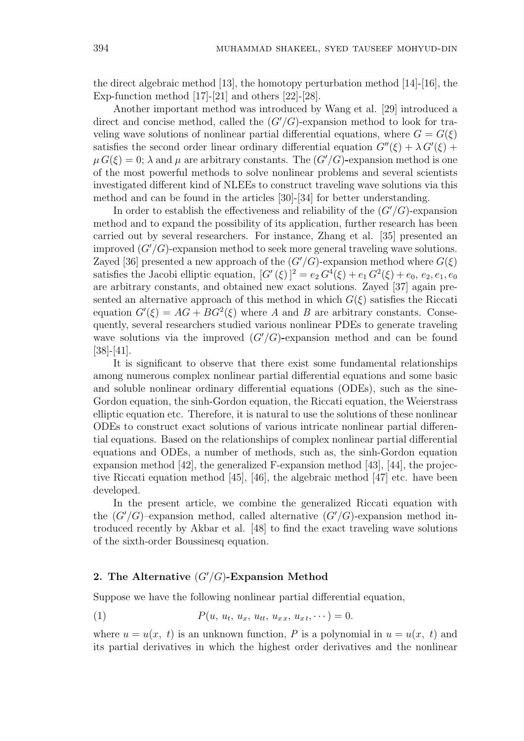the direct algebraic method [13], the homotopy perturbation method [14]-[16], the Exp-function method [17]-[21] and others [22]-[28].

Another important method was introduced by Wang et al. [29] introduced a direct and concise method, called the $(G'/G)$-expansion method to look for traveling wave solutions of nonlinear partial differential equations, where $G = G(\xi)$ satisfies the second order linear ordinary differential equation $G''(\xi) + \lambda G'(\xi) + \mu G(\xi) = 0$; $\lambda$ and $\mu$ are arbitrary constants. The $(G'/G)$-expansion method is one of the most powerful methods to solve nonlinear problems and several scientists investigated different kind of NLEEs to construct traveling wave solutions via this method and can be found in the articles [30]-[34] for better understanding.

In order to establish the effectiveness and reliability of the $(G'/G)$-expansion method and to expand the possibility of its application, further research has been carried out by several researchers. For instance, Zhang et al. [35] presented an improved $(G'/G)$-expansion method to seek more general traveling wave solutions. Zayed [36] presented a new approach of the $(G'/G)$-expansion method where $G(\xi)$ satisfies the Jacobi elliptic equation, $[G'(\xi)]^2 = e_2 G^4(\xi) + e_1 G^2(\xi) + e_0$, $e_2, e_1, e_0$ are arbitrary constants, and obtained new exact solutions. Zayed [37] again presented an alternative approach of this method in which $G(\xi)$ satisfies the Riccati equation $G'(\xi) = AG + BG^2(\xi)$ where $A$ and $B$ are arbitrary constants. Consequently, several researchers studied various nonlinear PDEs to generate traveling wave solutions via the improved $(G'/G)$-expansion method and can be found [38]-[41].

It is significant to observe that there exist some fundamental relationships among numerous complex nonlinear partial differential equations and some basic and soluble nonlinear ordinary differential equations (ODEs), such as the sine-Gordon equation, the sinh-Gordon equation, the Riccati equation, the Weierstrass elliptic equation etc. Therefore, it is natural to use the solutions of these nonlinear ODEs to construct exact solutions of various intricate nonlinear partial differential equations. Based on the relationships of complex nonlinear partial differential equations and ODEs, a number of methods, such as, the sinh-Gordon equation expansion method [42], the generalized F-expansion method [43], [44], the projective Riccati equation method [45], [46], the algebraic method [47] etc. have been developed.

In the present article, we combine the generalized Riccati equation with the $(G'/G)$–expansion method, called alternative $(G'/G)$-expansion method introduced recently by Akbar et al. [48] to find the exact traveling wave solutions of the sixth-order Boussinesq equation.

## 2. The Alternative $(G'/G)$-Expansion Method

Suppose we have the following nonlinear partial differential equation,

$$P(u,\, u_t,\, u_x,\, u_{tt},\, u_{xx},\, u_{xt}, \cdots) = 0. \tag{1}$$

where $u = u(x,\ t)$ is an unknown function, $P$ is a polynomial in $u = u(x,\ t)$ and its partial derivatives in which the highest order derivatives and the nonlinear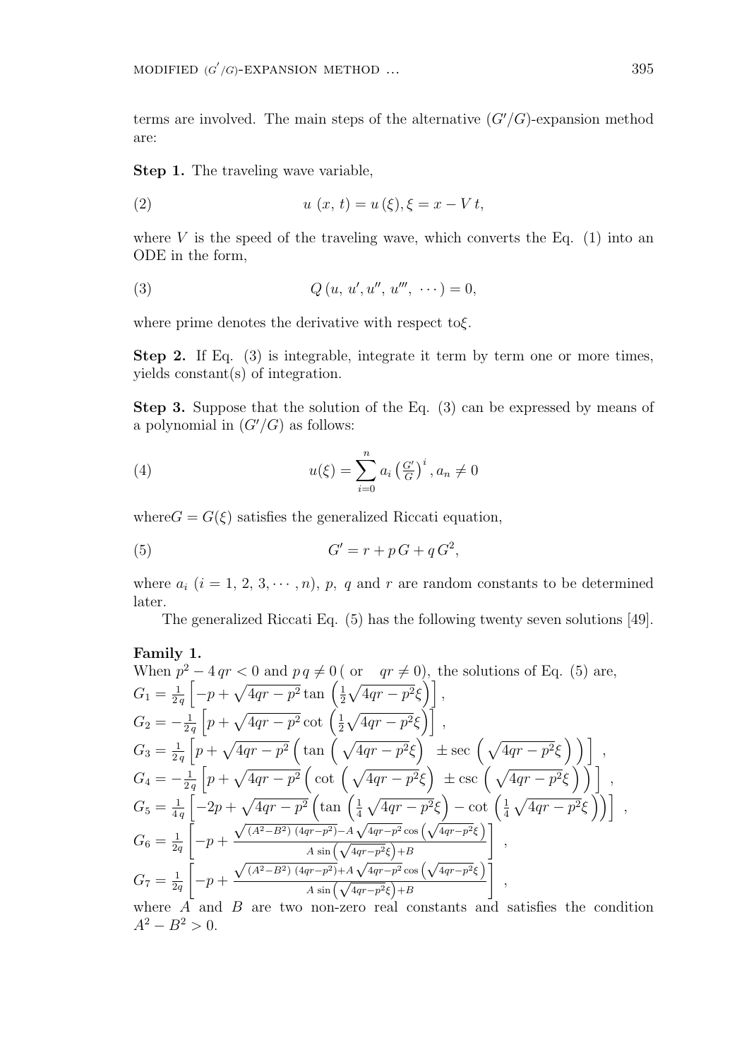terms are involved. The main steps of the alternative $(G'/G)$-expansion method are:

**Step 1.** The traveling wave variable,

$$u\,(x,\,t) = u\,(\xi), \xi = x - V\,t, \tag{2}$$

where $V$ is the speed of the traveling wave, which converts the Eq. (1) into an ODE in the form,

$$Q\,(u,\,u', u'',\,u''',\,\cdots) = 0, \tag{3}$$

where prime denotes the derivative with respect to$\xi$.

**Step 2.** If Eq. (3) is integrable, integrate it term by term one or more times, yields constant(s) of integration.

**Step 3.** Suppose that the solution of the Eq. (3) can be expressed by means of a polynomial in $(G'/G)$ as follows:

$$u(\xi) = \sum_{i=0}^{n} a_i \left(\tfrac{G'}{G}\right)^i, a_n \neq 0 \tag{4}$$

where$G = G(\xi)$ satisfies the generalized Riccati equation,

$$G' = r + p\,G + q\,G^2, \tag{5}$$

where $a_i$ $(i = 1,\,2,\,3, \cdots, n)$, $p$, $q$ and $r$ are random constants to be determined later.

The generalized Riccati Eq. (5) has the following twenty seven solutions [49].

**Family 1.**
When $p^2 - 4\,qr < 0$ and $p\,q \neq 0$ ( or $\quad qr \neq 0$), the solutions of Eq. (5) are,

$G_1 = \frac{1}{2q}\left[-p + \sqrt{4qr - p^2}\tan\left(\frac{1}{2}\sqrt{4qr - p^2}\xi\right)\right]$,

$G_2 = -\frac{1}{2q}\left[p + \sqrt{4qr - p^2}\cot\left(\frac{1}{2}\sqrt{4qr - p^2}\xi\right)\right]$,

$G_3 = \frac{1}{2q}\left[p + \sqrt{4qr - p^2}\left(\tan\left(\sqrt{4qr - p^2}\xi\right) \pm \sec\left(\sqrt{4qr - p^2}\xi\right)\right)\right]$,

$G_4 = -\frac{1}{2q}\left[p + \sqrt{4qr - p^2}\left(\cot\left(\sqrt{4qr - p^2}\xi\right) \pm \csc\left(\sqrt{4qr - p^2}\xi\right)\right)\right]$,

$G_5 = \frac{1}{4q}\left[-2p + \sqrt{4qr - p^2}\left(\tan\left(\frac{1}{4}\sqrt{4qr - p^2}\xi\right) - \cot\left(\frac{1}{4}\sqrt{4qr - p^2}\xi\right)\right)\right]$,

$G_6 = \frac{1}{2q}\left[-p + \frac{\sqrt{(A^2 - B^2)\,(4qr - p^2)} - A\sqrt{4qr - p^2}\cos\left(\sqrt{4qr - p^2}\xi\right)}{A\sin\left(\sqrt{4qr - p^2}\xi\right) + B}\right]$,

$G_7 = \frac{1}{2q}\left[-p + \frac{\sqrt{(A^2 - B^2)\,(4qr - p^2)} + A\sqrt{4qr - p^2}\cos\left(\sqrt{4qr - p^2}\xi\right)}{A\sin\left(\sqrt{4qr - p^2}\xi\right) + B}\right]$,

where $A$ and $B$ are two non-zero real constants and satisfies the condition $A^2 - B^2 > 0$.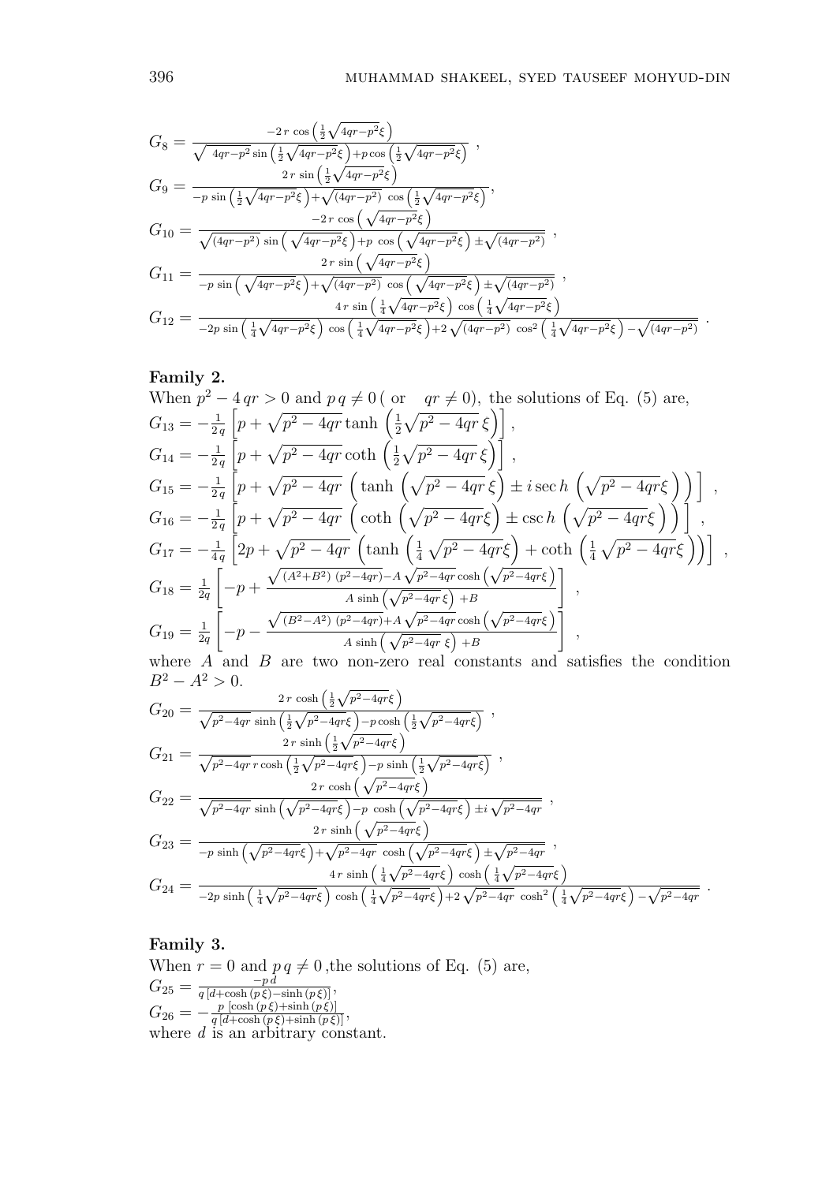$$G_8 = \frac{-2\,r\,\cos\left(\frac{1}{2}\sqrt{4qr-p^2}\xi\right)}{\sqrt{\,4qr-p^2}\sin\left(\frac{1}{2}\sqrt{4qr-p^2}\xi\right)+p\cos\left(\frac{1}{2}\sqrt{4qr-p^2}\xi\right)}\ ,$$

$$G_9 = \frac{2\,r\,\sin\left(\frac{1}{2}\sqrt{4qr-p^2}\xi\right)}{-p\,\sin\left(\frac{1}{2}\sqrt{4qr-p^2}\xi\right)+\sqrt{(4qr-p^2)}\,\cos\left(\frac{1}{2}\sqrt{4qr-p^2}\xi\right)},$$

$$G_{10} = \frac{-2\,r\,\cos\left(\sqrt{4qr-p^2}\xi\right)}{\sqrt{(4qr-p^2)}\,\sin\left(\sqrt{4qr-p^2}\xi\right)+p\,\cos\left(\sqrt{4qr-p^2}\xi\right)\pm\sqrt{(4qr-p^2)}}\ ,$$

$$G_{11} = \frac{2\,r\,\sin\left(\sqrt{4qr-p^2}\xi\right)}{-p\,\sin\left(\sqrt{4qr-p^2}\xi\right)+\sqrt{(4qr-p^2)}\,\cos\left(\sqrt{4qr-p^2}\xi\right)\pm\sqrt{(4qr-p^2)}}\ ,$$

$$G_{12} = \frac{4\,r\,\sin\left(\frac{1}{4}\sqrt{4qr-p^2}\xi\right)\,\cos\left(\frac{1}{4}\sqrt{4qr-p^2}\xi\right)}{-2p\,\sin\left(\frac{1}{4}\sqrt{4qr-p^2}\xi\right)\,\cos\left(\frac{1}{4}\sqrt{4qr-p^2}\xi\right)+2\,\sqrt{(4qr-p^2)}\,\cos^2\left(\frac{1}{4}\sqrt{4qr-p^2}\xi\right)-\sqrt{(4qr-p^2)}}\ .$$

**Family 2.**

When $p^2-4\,qr>0$ and $p\,q\neq 0$ ( or $\quad qr\neq 0$), the solutions of Eq. (5) are,

$$G_{13} = -\frac{1}{2\,q}\left[p+\sqrt{p^2-4qr}\tanh\left(\frac{1}{2}\sqrt{p^2-4qr}\,\xi\right)\right],$$

$$G_{14} = -\frac{1}{2\,q}\left[p+\sqrt{p^2-4qr}\coth\left(\frac{1}{2}\sqrt{p^2-4qr}\,\xi\right)\right],$$

$$G_{15} = -\frac{1}{2\,q}\left[p+\sqrt{p^2-4qr}\,\left(\tanh\left(\sqrt{p^2-4qr}\,\xi\right)\pm i\,\text{sec}\,h\,\left(\sqrt{p^2-4qr}\xi\right)\right)\right]\ ,$$

$$G_{16} = -\frac{1}{2\,q}\left[p+\sqrt{p^2-4qr}\,\left(\coth\left(\sqrt{p^2-4qr}\xi\right)\pm\text{csc}\,h\,\left(\sqrt{p^2-4qr}\xi\right)\right)\right]\ ,$$

$$G_{17} = -\frac{1}{4\,q}\left[2p+\sqrt{p^2-4qr}\,\left(\tanh\left(\frac{1}{4}\sqrt{p^2-4qr}\xi\right)+\coth\left(\frac{1}{4}\sqrt{p^2-4qr}\xi\right)\right)\right]\ ,$$

$$G_{18} = \frac{1}{2q}\left[-p+\frac{\sqrt{(A^2+B^2)\,(p^2-4qr)}-A\,\sqrt{p^2-4qr}\cosh\left(\sqrt{p^2-4qr}\xi\right)}{A\,\sinh\left(\sqrt{p^2-4qr}\,\xi\right)\,+B}\right]\ ,$$

$$G_{19} = \frac{1}{2q}\left[-p-\frac{\sqrt{(B^2-A^2)\,(p^2-4qr)}+A\,\sqrt{p^2-4qr}\cosh\left(\sqrt{p^2-4qr}\xi\right)}{A\,\sinh\left(\sqrt{p^2-4qr}\,\xi\right)\,+B}\right]\ ,$$

where $A$ and $B$ are two non-zero real constants and satisfies the condition $B^2-A^2>0$.

$$G_{20} = \frac{2\,r\,\cosh\left(\frac{1}{2}\sqrt{p^2-4qr}\xi\right)}{\sqrt{p^2-4qr}\,\sinh\left(\frac{1}{2}\sqrt{p^2-4qr}\xi\right)-p\cosh\left(\frac{1}{2}\sqrt{p^2-4qr}\xi\right)}\ ,$$

$$G_{21} = \frac{2\,r\,\sinh\left(\frac{1}{2}\sqrt{p^2-4qr}\xi\right)}{\sqrt{p^2-4qr}\,r\cosh\left(\frac{1}{2}\sqrt{p^2-4qr}\xi\right)-p\,\sinh\left(\frac{1}{2}\sqrt{p^2-4qr}\xi\right)}\ ,$$

$$G_{22} = \frac{2\,r\,\cosh\left(\sqrt{p^2-4qr}\xi\right)}{\sqrt{p^2-4qr}\,\sinh\left(\sqrt{p^2-4qr}\xi\right)-p\,\cosh\left(\sqrt{p^2-4qr}\xi\right)\pm i\sqrt{p^2-4qr}}\ ,$$

$$G_{23} = \frac{2\,r\,\sinh\left(\sqrt{p^2-4qr}\xi\right)}{-p\,\sinh\left(\sqrt{p^2-4qr}\xi\right)+\sqrt{p^2-4qr}\,\cosh\left(\sqrt{p^2-4qr}\xi\right)\pm\sqrt{p^2-4qr}}\ ,$$

$$G_{24} = \frac{4\,r\,\sinh\left(\frac{1}{4}\sqrt{p^2-4qr}\xi\right)\,\cosh\left(\frac{1}{4}\sqrt{p^2-4qr}\xi\right)}{-2p\,\sinh\left(\frac{1}{4}\sqrt{p^2-4qr}\xi\right)\,\cosh\left(\frac{1}{4}\sqrt{p^2-4qr}\xi\right)+2\,\sqrt{p^2-4qr}\,\cosh^2\left(\frac{1}{4}\sqrt{p^2-4qr}\xi\right)-\sqrt{p^2-4qr}}\ .$$

**Family 3.**

When $r=0$ and $p\,q\neq 0$ ,the solutions of Eq. (5) are,

$$G_{25} = \frac{-p\,d}{q\,[d+\cosh\,(p\,\xi)-\sinh\,(p\,\xi)]},$$

$$G_{26} = -\frac{p\,\left[\cosh\,(p\,\xi)+\sinh\,(p\,\xi)\right]}{q\,[d+\cosh\,(p\,\xi)+\sinh\,(p\,\xi)]},$$

where $d$ is an arbitrary constant.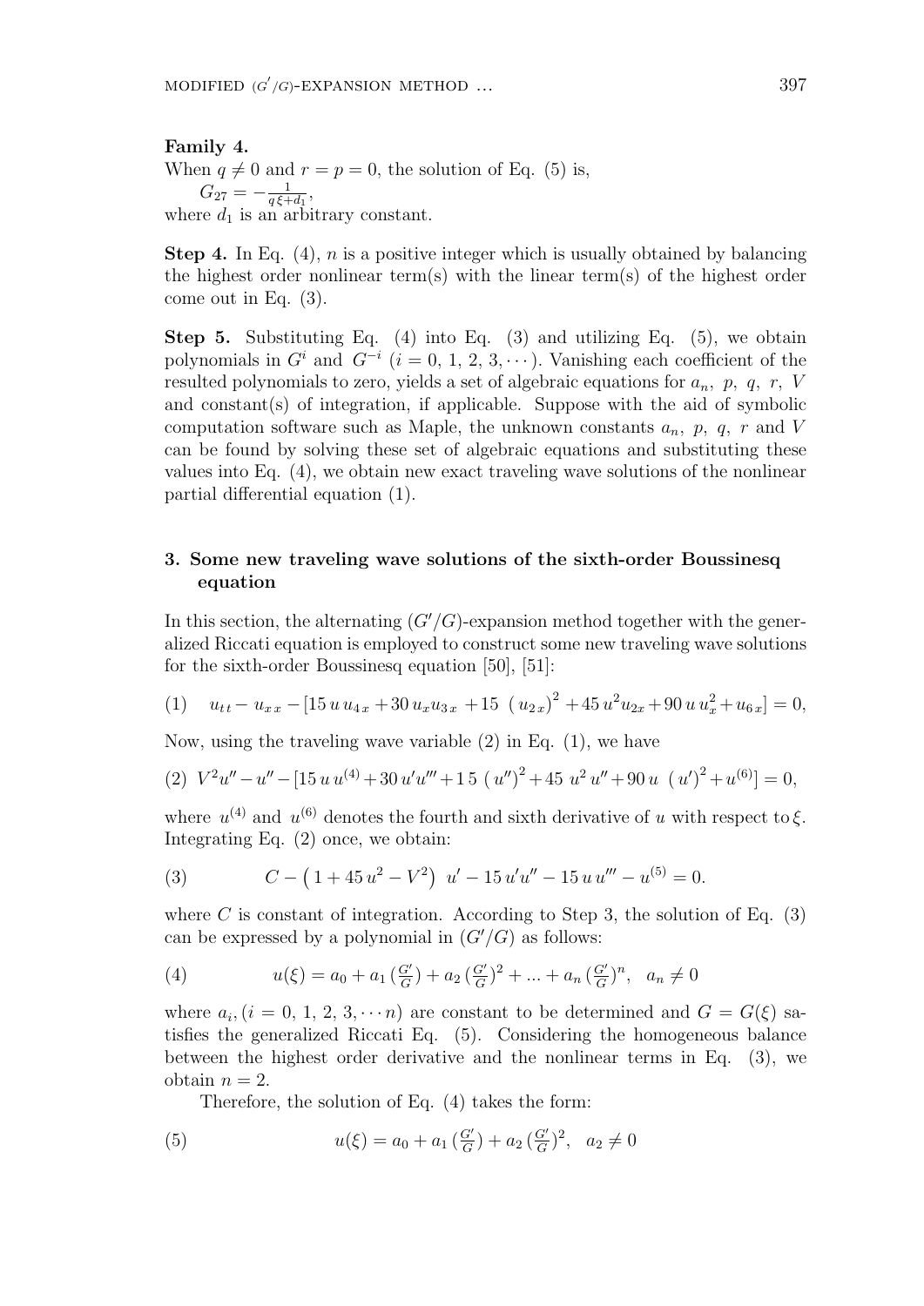**Family 4.**
When $q \neq 0$ and $r = p = 0$, the solution of Eq. (5) is,

$G_{27} = -\frac{1}{q\,\xi + d_1}$,

where $d_1$ is an arbitrary constant.

**Step 4.** In Eq. (4), $n$ is a positive integer which is usually obtained by balancing the highest order nonlinear term(s) with the linear term(s) of the highest order come out in Eq. (3).

**Step 5.** Substituting Eq. (4) into Eq. (3) and utilizing Eq. (5), we obtain polynomials in $G^i$ and $G^{-i}$ $(i = 0, 1, 2, 3, \cdots)$. Vanishing each coefficient of the resulted polynomials to zero, yields a set of algebraic equations for $a_n$, $p$, $q$, $r$, $V$ and constant(s) of integration, if applicable. Suppose with the aid of symbolic computation software such as Maple, the unknown constants $a_n$, $p$, $q$, $r$ and $V$ can be found by solving these set of algebraic equations and substituting these values into Eq. (4), we obtain new exact traveling wave solutions of the nonlinear partial differential equation (1).

## 3. Some new traveling wave solutions of the sixth-order Boussinesq equation

In this section, the alternating $(G'/G)$-expansion method together with the generalized Riccati equation is employed to construct some new traveling wave solutions for the sixth-order Boussinesq equation [50], [51]:

$$(1) \quad u_{tt} - u_{xx} - [15\,u\,u_{4x} + 30\,u_x u_{3x} + 15\,\left(u_{2x}\right)^2 + 45\,u^2 u_{2x} + 90\,u\,u_x^2 + u_{6x}] = 0,$$

Now, using the traveling wave variable (2) in Eq. (1), we have

$$(2) \; V^2 u'' - u'' - [15\,u\,u^{(4)} + 30\,u' u''' + 15\,\left(u''\right)^2 + 45\,u^2\,u'' + 90\,u\,\left(u'\right)^2 + u^{(6)}] = 0,$$

where $u^{(4)}$ and $u^{(6)}$ denotes the fourth and sixth derivative of $u$ with respect to $\xi$. Integrating Eq. (2) once, we obtain:

$$(3) \qquad C - \left(1 + 45\,u^2 - V^2\right)\,u' - 15\,u'u'' - 15\,u\,u''' - u^{(5)} = 0.$$

where $C$ is constant of integration. According to Step 3, the solution of Eq. (3) can be expressed by a polynomial in $(G'/G)$ as follows:

$$(4) \qquad u(\xi) = a_0 + a_1\,(\tfrac{G'}{G}) + a_2\,(\tfrac{G'}{G})^2 + ... + a_n\,(\tfrac{G'}{G})^n, \quad a_n \neq 0$$

where $a_i, (i = 0, 1, 2, 3, \cdots n)$ are constant to be determined and $G = G(\xi)$ satisfies the generalized Riccati Eq. (5). Considering the homogeneous balance between the highest order derivative and the nonlinear terms in Eq. (3), we obtain $n = 2$.

Therefore, the solution of Eq. (4) takes the form:

$$(5) \qquad u(\xi) = a_0 + a_1\,(\tfrac{G'}{G}) + a_2\,(\tfrac{G'}{G})^2, \quad a_2 \neq 0$$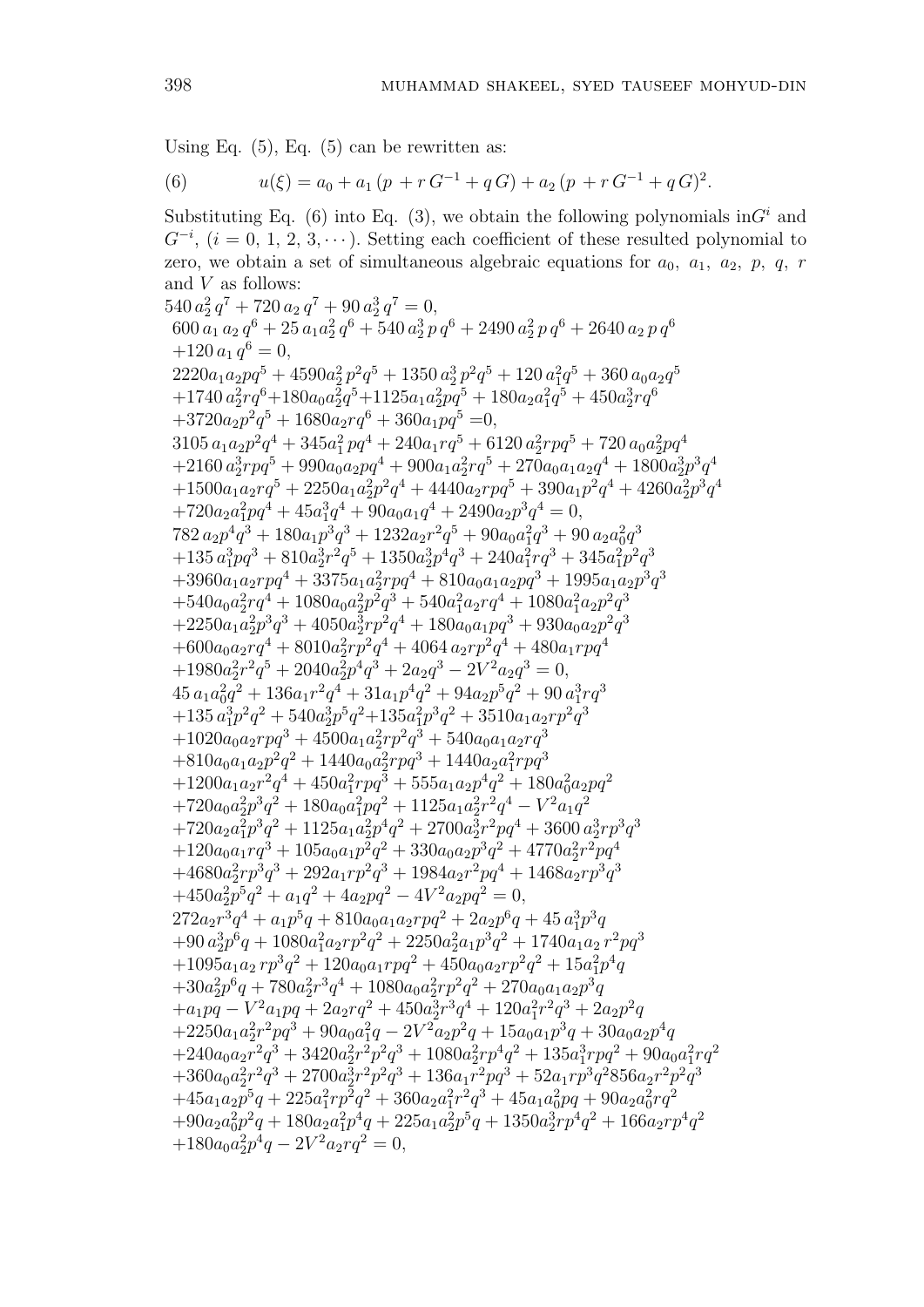Using Eq. (5), Eq. (5) can be rewritten as:

$$u(\xi) = a_0 + a_1\,(p\, + r\, G^{-1} + q\, G) + a_2\,(p\, + r\, G^{-1} + q\, G)^2. \tag{6}$$

Substituting Eq. (6) into Eq. (3), we obtain the following polynomials in$G^i$ and $G^{-i}$, $(i = 0,\, 1,\, 2,\, 3, \cdots)$. Setting each coefficient of these resulted polynomial to zero, we obtain a set of simultaneous algebraic equations for $a_0$, $a_1$, $a_2$, $p$, $q$, $r$ and $V$ as follows:

$$540\, a_2^2\, q^7 + 720\, a_2\, q^7 + 90\, a_2^3\, q^7 = 0,$$

$$\begin{aligned}&600\, a_1\, a_2\, q^6 + 25\, a_1 a_2^2\, q^6 + 540\, a_2^3\, p\, q^6 + 2490\, a_2^2\, p\, q^6 + 2640\, a_2\, p\, q^6\\&+120\, a_1\, q^6 = 0,\end{aligned}$$

$$\begin{aligned}&2220 a_1 a_2 p q^5 + 4590 a_2^2\, p^2 q^5 + 1350\, a_2^3\, p^2 q^5 + 120\, a_1^2 q^5 + 360\, a_0 a_2 q^5\\&+1740\, a_2^2 r q^6 + 180 a_0 a_2^2 q^5 + 1125 a_1 a_2^2 p q^5 + 180 a_2 a_1^2 q^5 + 450 a_2^3 r q^6\\&+3720 a_2 p^2 q^5 + 1680 a_2 r q^6 + 360 a_1 p q^5 = 0,\end{aligned}$$

$$\begin{aligned}&3105\, a_1 a_2 p^2 q^4 + 345 a_1^2\, p q^4 + 240 a_1 r q^5 + 6120\, a_2^2 r p q^5 + 720\, a_0 a_2^2 p q^4\\&+2160\, a_2^3 r p q^5 + 990 a_0 a_2 p q^4 + 900 a_1 a_2^2 r q^5 + 270 a_0 a_1 a_2 q^4 + 1800 a_2^3 p^3 q^4\\&+1500 a_1 a_2 r q^5 + 2250 a_1 a_2^2 p^2 q^4 + 4440 a_2 r p q^5 + 390 a_1 p^2 q^4 + 4260 a_2^2 p^3 q^4\\&+720 a_2 a_1^2 p q^4 + 45 a_1^3 q^4 + 90 a_0 a_1 q^4 + 2490 a_2 p^3 q^4 = 0,\end{aligned}$$

$$\begin{aligned}&782\, a_2 p^4 q^3 + 180 a_1 p^3 q^3 + 1232 a_2 r^2 q^5 + 90 a_0 a_1^2 q^3 + 90\, a_2 a_0^2 q^3\\&+135\, a_1^3 p q^3 + 810 a_2^3 r^2 q^5 + 1350 a_2^3 p^4 q^3 + 240 a_1^2 r q^3 + 345 a_1^2 p^2 q^3\\&+3960 a_1 a_2 r p q^4 + 3375 a_1 a_2^2 r p q^4 + 810 a_0 a_1 a_2 p q^3 + 1995 a_1 a_2 p^3 q^3\\&+540 a_0 a_2^2 r q^4 + 1080 a_0 a_2^2 p^2 q^3 + 540 a_1^2 a_2 r q^4 + 1080 a_1^2 a_2 p^2 q^3\\&+2250 a_1 a_2^2 p^3 q^3 + 4050 a_2^3 r p^2 q^4 + 180 a_0 a_1 p q^3 + 930 a_0 a_2 p^2 q^3\\&+600 a_0 a_2 r q^4 + 8010 a_2^2 r p^2 q^4 + 4064\, a_2 r p^2 q^4 + 480 a_1 r p q^4\\&+1980 a_2^2 r^2 q^5 + 2040 a_2^2 p^4 q^3 + 2 a_2 q^3 - 2V^2 a_2 q^3 = 0,\end{aligned}$$

$$\begin{aligned}&45\, a_1 a_0^2 q^2 + 136 a_1 r^2 q^4 + 31 a_1 p^4 q^2 + 94 a_2 p^5 q^2 + 90\, a_1^3 r q^3\\&+135\, a_1^3 p^2 q^2 + 540 a_2^3 p^5 q^2 + 135 a_1^2 p^3 q^2 + 3510 a_1 a_2 r p^2 q^3\\&+1020 a_0 a_2 r p q^3 + 4500 a_1 a_2^2 r p^2 q^3 + 540 a_0 a_1 a_2 r q^3\\&+810 a_0 a_1 a_2 p^2 q^2 + 1440 a_0 a_2^2 r p q^3 + 1440 a_2 a_1^2 r p q^3\\&+1200 a_1 a_2 r^2 q^4 + 450 a_1^2 r p q^3 + 555 a_1 a_2 p^4 q^2 + 180 a_0^2 a_2 p q^2\\&+720 a_0 a_2^2 p^3 q^2 + 180 a_0 a_1^2 p q^2 + 1125 a_1 a_2^2 r^2 q^4 - V^2 a_1 q^2\\&+720 a_2 a_1^2 p^3 q^2 + 1125 a_1 a_2^2 p^4 q^2 + 2700 a_2^3 r^2 p q^4 + 3600\, a_2^3 r p^3 q^3\\&+120 a_0 a_1 r q^3 + 105 a_0 a_1 p^2 q^2 + 330 a_0 a_2 p^3 q^2 + 4770 a_2^2 r^2 p q^4\\&+4680 a_2^2 r p^3 q^3 + 292 a_1 r p^2 q^3 + 1984 a_2 r^2 p q^4 + 1468 a_2 r p^3 q^3\\&+450 a_2^2 p^5 q^2 + a_1 q^2 + 4 a_2 p q^2 - 4V^2 a_2 p q^2 = 0,\end{aligned}$$

$$\begin{aligned}&272 a_2 r^3 q^4 + a_1 p^5 q + 810 a_0 a_1 a_2 r p q^2 + 2 a_2 p^6 q + 45\, a_1^3 p^3 q\\&+90\, a_2^3 p^6 q + 1080 a_1^2 a_2 r p^2 q^2 + 2250 a_2^2 a_1 p^3 q^2 + 1740 a_1 a_2\, r^2 p q^3\\&+1095 a_1 a_2\, r p^3 q^2 + 120 a_0 a_1 r p q^2 + 450 a_0 a_2 r p^2 q^2 + 15 a_1^2 p^4 q\\&+30 a_2^2 p^6 q + 780 a_2^2 r^3 q^4 + 1080 a_0 a_2^2 r p^2 q^2 + 270 a_0 a_1 a_2 p^3 q\\&+a_1 p q - V^2 a_1 p q + 2 a_2 r q^2 + 450 a_2^3 r^3 q^4 + 120 a_1^2 r^2 q^3 + 2 a_2 p^2 q\\&+2250 a_1 a_2^2 r^2 p q^3 + 90 a_0 a_1^2 q - 2V^2 a_2 p^2 q + 15 a_0 a_1 p^3 q + 30 a_0 a_2 p^4 q\\&+240 a_0 a_2 r^2 q^3 + 3420 a_2^2 r^2 p^2 q^3 + 1080 a_2^2 r p^4 q^2 + 135 a_1^3 r p q^2 + 90 a_0 a_1^2 r q^2\\&+360 a_0 a_2^2 r^2 q^3 + 2700 a_2^3 r^2 p^2 q^3 + 136 a_1 r^2 p q^3 + 52 a_1 r p^3 q^2 856 a_2 r^2 p^2 q^3\\&+45 a_1 a_2 p^5 q + 225 a_1^2 r p^2 q^2 + 360 a_2 a_1^2 r^2 q^3 + 45 a_1 a_0^2 p q + 90 a_2 a_0^2 r q^2\\&+90 a_2 a_0^2 p^2 q + 180 a_2 a_1^2 p^4 q + 225 a_1 a_2^2 p^5 q + 1350 a_2^3 r p^4 q^2 + 166 a_2 r p^4 q^2\\&+180 a_0 a_2^2 p^4 q - 2V^2 a_2 r q^2 = 0,\end{aligned}$$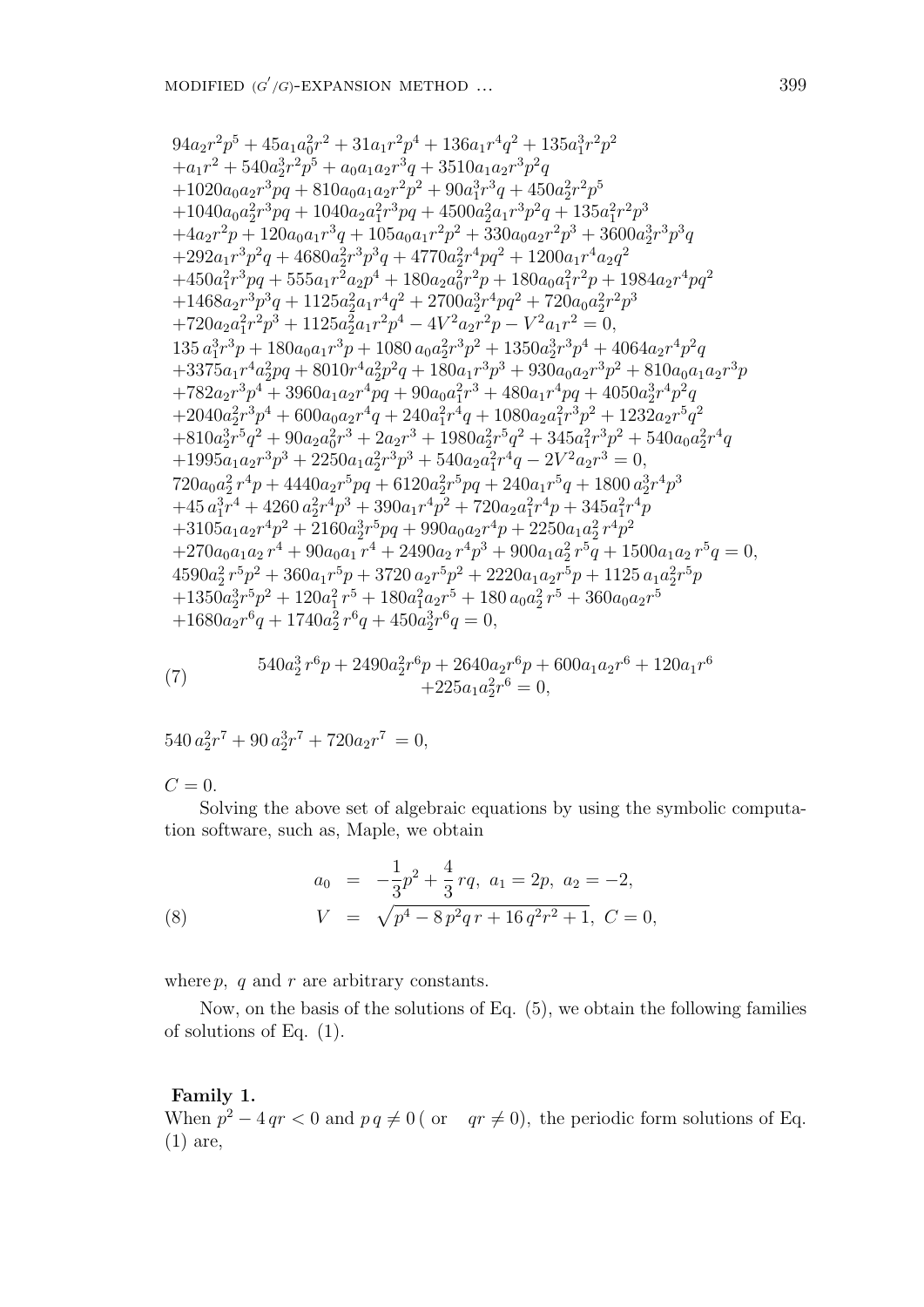$$
\begin{aligned}
&94a_2r^2p^5 + 45a_1a_0^2r^2 + 31a_1r^2p^4 + 136a_1r^4q^2 + 135a_1^3r^2p^2 \\
&+a_1r^2 + 540a_2^3r^2p^5 + a_0a_1a_2r^3q + 3510a_1a_2r^3p^2q \\
&+1020a_0a_2r^3pq + 810a_0a_1a_2r^2p^2 + 90a_1^3r^3q + 450a_2^2r^2p^5 \\
&+1040a_0a_2^2r^3pq + 1040a_2a_1^2r^3pq + 4500a_2^2a_1r^3p^2q + 135a_1^2r^2p^3 \\
&+4a_2r^2p + 120a_0a_1r^3q + 105a_0a_1r^2p^2 + 330a_0a_2r^2p^3 + 3600a_2^3r^3p^3q \\
&+292a_1r^3p^2q + 4680a_2^2r^3p^3q + 4770a_2^2r^4pq^2 + 1200a_1r^4a_2q^2 \\
&+450a_1^2r^3pq + 555a_1r^2a_2p^4 + 180a_2a_0^2r^2p + 180a_0a_1^2r^2p + 1984a_2r^4pq^2 \\
&+1468a_2r^3p^3q + 1125a_2^2a_1r^4q^2 + 2700a_2^3r^4pq^2 + 720a_0a_2^2r^2p^3 \\
&+720a_2a_1^2r^2p^3 + 1125a_2^2a_1r^2p^4 - 4V^2a_2r^2p - V^2a_1r^2 = 0, \\
&135\,a_1^3r^3p + 180a_0a_1r^3p + 1080\,a_0a_2^2r^3p^2 + 1350a_2^3r^3p^4 + 4064a_2r^4p^2q \\
&+3375a_1r^4a_2^2pq + 8010r^4a_2^2p^2q + 180a_1r^3p^3 + 930a_0a_2r^3p^2 + 810a_0a_1a_2r^3p \\
&+782a_2r^3p^4 + 3960a_1a_2r^4pq + 90a_0a_1^2r^3 + 480a_1r^4pq + 4050a_2^3r^4p^2q \\
&+2040a_2^2r^3p^4 + 600a_0a_2r^4q + 240a_1^2r^4q + 1080a_2a_1^2r^3p^2 + 1232a_2r^5q^2 \\
&+810a_2^3r^5q^2 + 90a_2a_0^2r^3 + 2a_2r^3 + 1980a_2^2r^5q^2 + 345a_1^2r^3p^2 + 540a_0a_2^2r^4q \\
&+1995a_1a_2r^3p^3 + 2250a_1a_2^2r^3p^3 + 540a_2a_1^2r^4q - 2V^2a_2r^3 = 0, \\
&720a_0a_2^2\,r^4p + 4440a_2r^5pq + 6120a_2^2r^5pq + 240a_1r^5q + 1800\,a_2^3r^4p^3 \\
&+45\,a_1^3r^4 + 4260\,a_2^2r^4p^3 + 390a_1r^4p^2 + 720a_2a_1^2r^4p + 345a_1^2r^4p \\
&+3105a_1a_2r^4p^2 + 2160a_2^3r^5pq + 990a_0a_2r^4p + 2250a_1a_2^2\,r^4p^2 \\
&+270a_0a_1a_2\,r^4 + 90a_0a_1\,r^4 + 2490a_2\,r^4p^3 + 900a_1a_2^2\,r^5q + 1500a_1a_2\,r^5q = 0, \\
&4590a_2^2\,r^5p^2 + 360a_1r^5p + 3720\,a_2r^5p^2 + 2220a_1a_2r^5p + 1125\,a_1a_2^2r^5p \\
&+1350a_2^3r^5p^2 + 120a_1^2\,r^5 + 180a_1^2a_2r^5 + 180\,a_0a_2^2\,r^5 + 360a_0a_2r^5 \\
&+1680a_2r^6q + 1740a_2^2\,r^6q + 450a_2^3r^6q = 0,
\end{aligned}
$$

$$
\begin{aligned}
(7) \qquad & 540a_2^3\,r^6p + 2490a_2^2r^6p + 2640a_2r^6p + 600a_1a_2r^6 + 120a_1r^6 \\
& +225a_1a_2^2r^6 = 0,
\end{aligned}
$$

$$540\,a_2^2r^7 + 90\,a_2^3r^7 + 720a_2r^7\, = 0,$$

$$C = 0.$$

Solving the above set of algebraic equations by using the symbolic computation software, such as, Maple, we obtain

$$
\begin{aligned}
(8) \qquad a_0 &= -\frac{1}{3}p^2 + \frac{4}{3}\,rq,\ a_1 = 2p,\ a_2 = -2, \\
V &= \sqrt{p^4 - 8\,p^2q\,r + 16\,q^2r^2 + 1},\ C = 0,
\end{aligned}
$$

where $p$, $q$ and $r$ are arbitrary constants.

Now, on the basis of the solutions of Eq. (5), we obtain the following families of solutions of Eq. (1).

**Family 1.**
When $p^2 - 4\,qr < 0$ and $p\,q \neq 0$ ( or $\quad qr \neq 0$), the periodic form solutions of Eq. (1) are,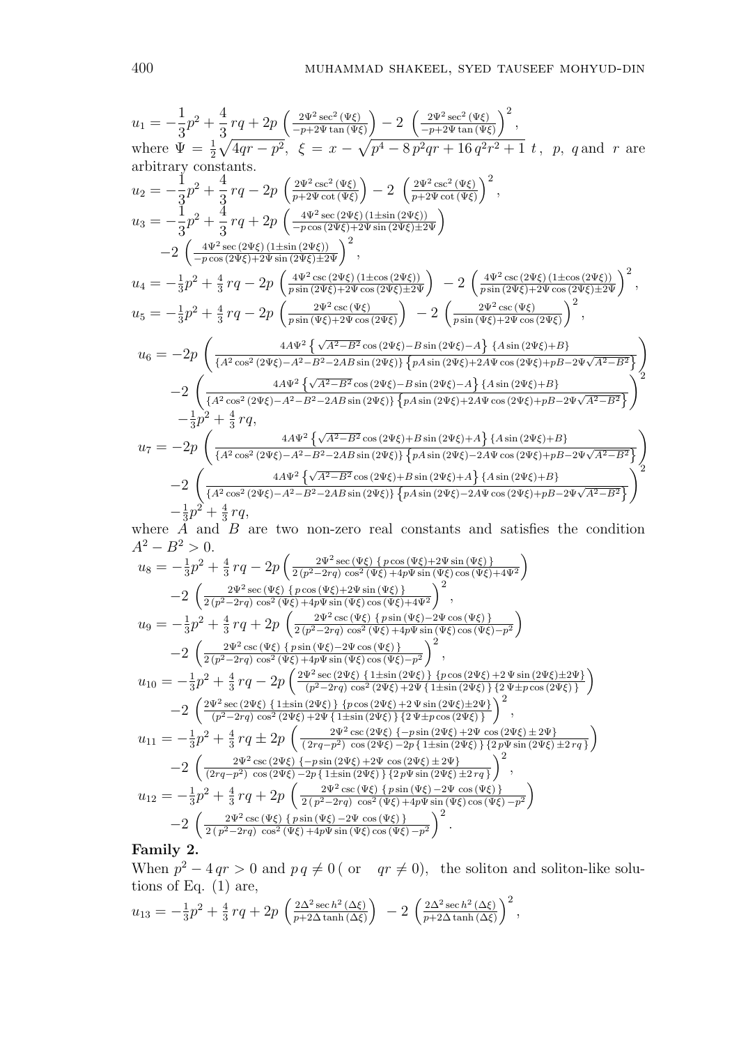$$u_1 = -\frac{1}{3}p^2 + \frac{4}{3}\,rq + 2p\,\left(\frac{2\Psi^2 \sec^2(\Psi\xi)}{-p+2\Psi\tan(\Psi\xi)}\right) - 2\,\left(\frac{2\Psi^2 \sec^2(\Psi\xi)}{-p+2\Psi\tan(\Psi\xi)}\right)^2,$$

where $\Psi = \frac{1}{2}\sqrt{4qr-p^2}$, $\xi = x - \sqrt{p^4 - 8\,p^2qr + 16\,q^2r^2 + 1}\ t$, $p$, $q$ and $r$ are arbitrary constants.

$$u_2 = -\frac{1}{3}p^2 + \frac{4}{3}\,rq - 2p\,\left(\frac{2\Psi^2 \csc^2(\Psi\xi)}{p+2\Psi\cot(\Psi\xi)}\right) - 2\,\left(\frac{2\Psi^2 \csc^2(\Psi\xi)}{p+2\Psi\cot(\Psi\xi)}\right)^2,$$

$$u_3 = -\frac{1}{3}p^2 + \frac{4}{3}\,rq + 2p\,\left(\frac{4\Psi^2 \sec(2\Psi\xi)\,(1\pm\sin(2\Psi\xi))}{-p\cos(2\Psi\xi)+2\Psi\sin(2\Psi\xi)\pm 2\Psi}\right)$$
$$-2\,\left(\frac{4\Psi^2 \sec(2\Psi\xi)\,(1\pm\sin(2\Psi\xi))}{-p\cos(2\Psi\xi)+2\Psi\sin(2\Psi\xi)\pm 2\Psi}\right)^2,$$

$$u_4 = -\tfrac{1}{3}p^2 + \tfrac{4}{3}\,rq - 2p\,\left(\frac{4\Psi^2 \csc(2\Psi\xi)\,(1\pm\cos(2\Psi\xi))}{p\sin(2\Psi\xi)+2\Psi\cos(2\Psi\xi)\pm 2\Psi}\right) - 2\,\left(\frac{4\Psi^2 \csc(2\Psi\xi)\,(1\pm\cos(2\Psi\xi))}{p\sin(2\Psi\xi)+2\Psi\cos(2\Psi\xi)\pm 2\Psi}\right)^2,$$

$$u_5 = -\tfrac{1}{3}p^2 + \tfrac{4}{3}\,rq - 2p\,\left(\frac{2\Psi^2 \csc(\Psi\xi)}{p\sin(\Psi\xi)+2\Psi\cos(2\Psi\xi)}\right) - 2\,\left(\frac{2\Psi^2 \csc(\Psi\xi)}{p\sin(\Psi\xi)+2\Psi\cos(2\Psi\xi)}\right)^2,$$

$$u_6 = -2p\,\left(\frac{4A\Psi^2\left\{\sqrt{A^2-B^2}\cos(2\Psi\xi)-B\sin(2\Psi\xi)-A\right\}\{A\sin(2\Psi\xi)+B\}}{\{A^2\cos^2(2\Psi\xi)-A^2-B^2-2AB\sin(2\Psi\xi)\}\left\{pA\sin(2\Psi\xi)+2A\Psi\cos(2\Psi\xi)+pB-2\Psi\sqrt{A^2-B^2}\right\}}\right)$$
$$-2\,\left(\frac{4A\Psi^2\left\{\sqrt{A^2-B^2}\cos(2\Psi\xi)-B\sin(2\Psi\xi)-A\right\}\{A\sin(2\Psi\xi)+B\}}{\{A^2\cos^2(2\Psi\xi)-A^2-B^2-2AB\sin(2\Psi\xi)\}\left\{pA\sin(2\Psi\xi)+2A\Psi\cos(2\Psi\xi)+pB-2\Psi\sqrt{A^2-B^2}\right\}}\right)^2$$
$$-\tfrac{1}{3}p^2 + \tfrac{4}{3}\,rq,$$

$$u_7 = -2p\,\left(\frac{4A\Psi^2\left\{\sqrt{A^2-B^2}\cos(2\Psi\xi)+B\sin(2\Psi\xi)+A\right\}\{A\sin(2\Psi\xi)+B\}}{\{A^2\cos^2(2\Psi\xi)-A^2-B^2-2AB\sin(2\Psi\xi)\}\left\{pA\sin(2\Psi\xi)-2A\Psi\cos(2\Psi\xi)+pB-2\Psi\sqrt{A^2-B^2}\right\}}\right)$$
$$-2\,\left(\frac{4A\Psi^2\left\{\sqrt{A^2-B^2}\cos(2\Psi\xi)+B\sin(2\Psi\xi)+A\right\}\{A\sin(2\Psi\xi)+B\}}{\{A^2\cos^2(2\Psi\xi)-A^2-B^2-2AB\sin(2\Psi\xi)\}\left\{pA\sin(2\Psi\xi)-2A\Psi\cos(2\Psi\xi)+pB-2\Psi\sqrt{A^2-B^2}\right\}}\right)^2$$
$$-\tfrac{1}{3}p^2 + \tfrac{4}{3}\,rq,$$

where $A$ and $B$ are two non-zero real constants and satisfies the condition $A^2 - B^2 > 0$.

$$u_8 = -\tfrac{1}{3}p^2 + \tfrac{4}{3}\,rq - 2p\left(\frac{2\Psi^2 \sec(\Psi\xi)\,\{\,p\cos(\Psi\xi)+2\Psi\sin(\Psi\xi)\,\}}{2\,(p^2-2rq)\,\cos^2(\Psi\xi)+4p\Psi\sin(\Psi\xi)\cos(\Psi\xi)+4\Psi^2}\right)$$
$$-2\,\left(\frac{2\Psi^2 \sec(\Psi\xi)\,\{\,p\cos(\Psi\xi)+2\Psi\sin(\Psi\xi)\,\}}{2\,(p^2-2rq)\,\cos^2(\Psi\xi)+4p\Psi\sin(\Psi\xi)\cos(\Psi\xi)+4\Psi^2}\right)^2,$$

$$u_9 = -\tfrac{1}{3}p^2 + \tfrac{4}{3}\,rq + 2p\,\left(\frac{2\Psi^2 \csc(\Psi\xi)\,\{\,p\sin(\Psi\xi)-2\Psi\cos(\Psi\xi)\,\}}{2\,(p^2-2rq)\,\cos^2(\Psi\xi)+4p\Psi\sin(\Psi\xi)\cos(\Psi\xi)-p^2}\right)$$
$$-2\,\left(\frac{2\Psi^2 \csc(\Psi\xi)\,\{\,p\sin(\Psi\xi)-2\Psi\cos(\Psi\xi)\,\}}{2\,(p^2-2rq)\,\cos^2(\Psi\xi)+4p\Psi\sin(\Psi\xi)\cos(\Psi\xi)-p^2}\right)^2,$$

$$u_{10} = -\tfrac{1}{3}p^2 + \tfrac{4}{3}\,rq - 2p\left(\frac{2\Psi^2 \sec(2\Psi\xi)\,\{\,1\pm\sin(2\Psi\xi)\,\}\,\{p\cos(2\Psi\xi)+2\,\Psi\sin(2\Psi\xi)\pm 2\Psi\}}{(p^2-2rq)\,\cos^2(2\Psi\xi)+2\Psi\,\{\,1\pm\sin(2\Psi\xi)\,\}\,\{\,2\,\Psi\pm p\cos(2\Psi\xi)\,\}}\right)$$
$$-2\,\left(\frac{2\Psi^2 \sec(2\Psi\xi)\,\{\,1\pm\sin(2\Psi\xi)\,\}\,\{p\cos(2\Psi\xi)+2\,\Psi\sin(2\Psi\xi)\pm 2\Psi\}}{(p^2-2rq)\,\cos^2(2\Psi\xi)+2\Psi\,\{\,1\pm\sin(2\Psi\xi)\,\}\,\{\,2\,\Psi\pm p\cos(2\Psi\xi)\,\}}\right)^2,$$

$$u_{11} = -\tfrac{1}{3}p^2 + \tfrac{4}{3}\,rq \pm 2p\,\left(\frac{2\Psi^2 \csc(2\Psi\xi)\,\{-p\sin(2\Psi\xi)+2\Psi\,\cos(2\Psi\xi)\pm 2\Psi\}}{(\,2rq-p^2)\,\cos(2\Psi\xi)-2p\,\{\,1\pm\sin(2\Psi\xi)\,\}\,\{\,2\,p\Psi\sin(2\Psi\xi)\pm 2\,rq\,\}}\right)$$
$$-2\,\left(\frac{2\Psi^2 \csc(2\Psi\xi)\,\{-p\sin(2\Psi\xi)+2\Psi\,\cos(2\Psi\xi)\pm 2\Psi\}}{(2rq-p^2)\,\cos(2\Psi\xi)-2p\,\{\,1\pm\sin(2\Psi\xi)\,\}\,\{\,2\,p\Psi\sin(2\Psi\xi)\pm 2\,rq\,\}}\right)^2,$$

$$u_{12} = -\tfrac{1}{3}p^2 + \tfrac{4}{3}\,rq + 2p\,\left(\frac{2\Psi^2 \csc(\Psi\xi)\,\{\,p\sin(\Psi\xi)-2\Psi\,\cos(\Psi\xi)\,\}}{2\,(\,p^2-2rq)\,\cos^2(\Psi\xi)+4p\Psi\sin(\Psi\xi)\cos(\Psi\xi)-p^2}\right)$$
$$-2\,\left(\frac{2\Psi^2 \csc(\Psi\xi)\,\{\,p\sin(\Psi\xi)-2\Psi\,\cos(\Psi\xi)\,\}}{2\,(\,p^2-2rq)\,\cos^2(\Psi\xi)+4p\Psi\sin(\Psi\xi)\cos(\Psi\xi)-p^2}\right)^2.$$

**Family 2.**

When $p^2 - 4\,qr > 0$ and $p\,q \neq 0$ ( or $\;\; qr \neq 0$), the soliton and soliton-like solutions of Eq. (1) are,

$$u_{13} = -\tfrac{1}{3}p^2 + \tfrac{4}{3}\,rq + 2p\,\left(\frac{2\Delta^2 \operatorname{sech}^2(\Delta\xi)}{p+2\Delta\tanh(\Delta\xi)}\right) - 2\,\left(\frac{2\Delta^2 \operatorname{sech}^2(\Delta\xi)}{p+2\Delta\tanh(\Delta\xi)}\right)^2,$$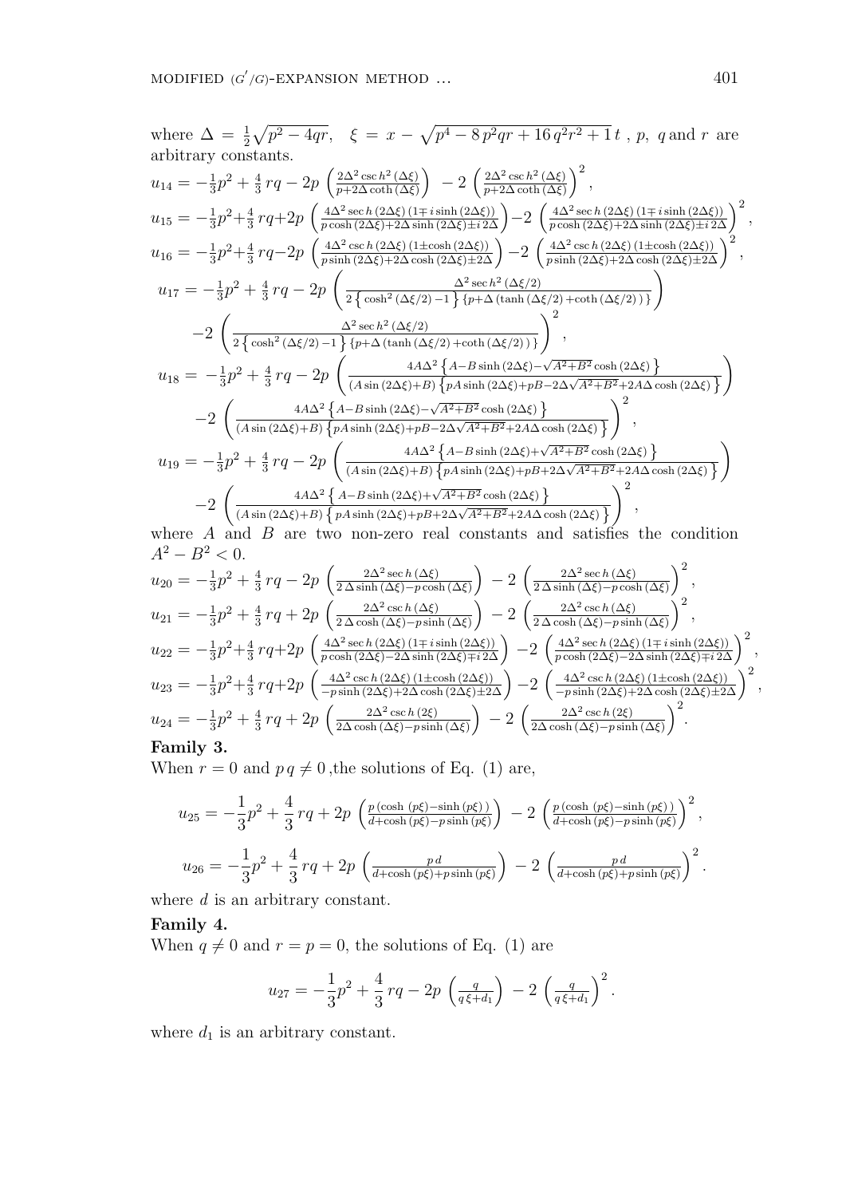where $\Delta = \frac{1}{2}\sqrt{p^2 - 4qr}$, $\xi = x - \sqrt{p^4 - 8\,p^2qr + 16\,q^2r^2 + 1}\,t$ , $p$, $q$ and $r$ are arbitrary constants.

$$u_{14} = -\tfrac{1}{3}p^2 + \tfrac{4}{3}\,rq - 2p\,\left(\tfrac{2\Delta^2 \operatorname{csc}h^2(\Delta\xi)}{p+2\Delta\coth(\Delta\xi)}\right) - 2\,\left(\tfrac{2\Delta^2 \operatorname{csc}h^2(\Delta\xi)}{p+2\Delta\coth(\Delta\xi)}\right)^2,$$

$$u_{15} = -\tfrac{1}{3}p^2 + \tfrac{4}{3}\,rq + 2p\,\left(\tfrac{4\Delta^2 \operatorname{sec}h\,(2\Delta\xi)\,(1\mp i\sinh(2\Delta\xi))}{p\cosh(2\Delta\xi)+2\Delta\sinh(2\Delta\xi)\pm i\,2\Delta}\right) - 2\,\left(\tfrac{4\Delta^2 \operatorname{sec}h\,(2\Delta\xi)\,(1\mp i\sinh(2\Delta\xi))}{p\cosh(2\Delta\xi)+2\Delta\sinh(2\Delta\xi)\pm i\,2\Delta}\right)^2,$$

$$u_{16} = -\tfrac{1}{3}p^2 + \tfrac{4}{3}\,rq - 2p\,\left(\tfrac{4\Delta^2 \operatorname{csc}h\,(2\Delta\xi)\,(1\pm\cosh(2\Delta\xi))}{p\sinh(2\Delta\xi)+2\Delta\cosh(2\Delta\xi)\pm 2\Delta}\right) - 2\,\left(\tfrac{4\Delta^2 \operatorname{csc}h\,(2\Delta\xi)\,(1\pm\cosh(2\Delta\xi))}{p\sinh(2\Delta\xi)+2\Delta\cosh(2\Delta\xi)\pm 2\Delta}\right)^2,$$

$$u_{17} = -\tfrac{1}{3}p^2 + \tfrac{4}{3}\,rq - 2p\,\left(\tfrac{\Delta^2 \operatorname{sec}h^2(\Delta\xi/2)}{2\left\{\cosh^2(\Delta\xi/2)-1\right\}\{p+\Delta\,(\tanh(\Delta\xi/2)+\coth(\Delta\xi/2))\}}\right)$$
$$-2\,\left(\tfrac{\Delta^2 \operatorname{sec}h^2(\Delta\xi/2)}{2\left\{\cosh^2(\Delta\xi/2)-1\right\}\{p+\Delta\,(\tanh(\Delta\xi/2)+\coth(\Delta\xi/2))\}}\right)^2,$$

$$u_{18} = -\tfrac{1}{3}p^2 + \tfrac{4}{3}\,rq - 2p\,\left(\tfrac{4A\Delta^2\left\{A-B\sinh(2\Delta\xi)-\sqrt{A^2+B^2}\cosh(2\Delta\xi)\right\}}{(A\sin(2\Delta\xi)+B)\left\{pA\sinh(2\Delta\xi)+pB-2\Delta\sqrt{A^2+B^2}+2A\Delta\cosh(2\Delta\xi)\right\}}\right)$$
$$-2\,\left(\tfrac{4A\Delta^2\left\{A-B\sinh(2\Delta\xi)-\sqrt{A^2+B^2}\cosh(2\Delta\xi)\right\}}{(A\sin(2\Delta\xi)+B)\left\{pA\sinh(2\Delta\xi)+pB-2\Delta\sqrt{A^2+B^2}+2A\Delta\cosh(2\Delta\xi)\right\}}\right)^2,$$

$$u_{19} = -\tfrac{1}{3}p^2 + \tfrac{4}{3}\,rq - 2p\,\left(\tfrac{4A\Delta^2\left\{A-B\sinh(2\Delta\xi)+\sqrt{A^2+B^2}\cosh(2\Delta\xi)\right\}}{(A\sin(2\Delta\xi)+B)\left\{pA\sinh(2\Delta\xi)+pB+2\Delta\sqrt{A^2+B^2}+2A\Delta\cosh(2\Delta\xi)\right\}}\right)$$
$$-2\,\left(\tfrac{4A\Delta^2\left\{A-B\sinh(2\Delta\xi)+\sqrt{A^2+B^2}\cosh(2\Delta\xi)\right\}}{(A\sin(2\Delta\xi)+B)\left\{pA\sinh(2\Delta\xi)+pB+2\Delta\sqrt{A^2+B^2}+2A\Delta\cosh(2\Delta\xi)\right\}}\right)^2,$$

where $A$ and $B$ are two non-zero real constants and satisfies the condition $A^2 - B^2 < 0$.

$$u_{20} = -\tfrac{1}{3}p^2 + \tfrac{4}{3}\,rq - 2p\,\left(\tfrac{2\Delta^2 \operatorname{sec}h\,(\Delta\xi)}{2\,\Delta\sinh(\Delta\xi)-p\cosh(\Delta\xi)}\right) - 2\,\left(\tfrac{2\Delta^2 \operatorname{sec}h\,(\Delta\xi)}{2\,\Delta\sinh(\Delta\xi)-p\cosh(\Delta\xi)}\right)^2,$$

$$u_{21} = -\tfrac{1}{3}p^2 + \tfrac{4}{3}\,rq + 2p\,\left(\tfrac{2\Delta^2 \operatorname{csc}h\,(\Delta\xi)}{2\,\Delta\cosh(\Delta\xi)-p\sinh(\Delta\xi)}\right) - 2\,\left(\tfrac{2\Delta^2 \operatorname{csc}h\,(\Delta\xi)}{2\,\Delta\cosh(\Delta\xi)-p\sinh(\Delta\xi)}\right)^2,$$

$$u_{22} = -\tfrac{1}{3}p^2 + \tfrac{4}{3}\,rq + 2p\,\left(\tfrac{4\Delta^2 \operatorname{sec}h\,(2\Delta\xi)\,(1\mp i\sinh(2\Delta\xi))}{p\cosh(2\Delta\xi)-2\Delta\sinh(2\Delta\xi)\mp i\,2\Delta}\right) - 2\,\left(\tfrac{4\Delta^2 \operatorname{sec}h\,(2\Delta\xi)\,(1\mp i\sinh(2\Delta\xi))}{p\cosh(2\Delta\xi)-2\Delta\sinh(2\Delta\xi)\mp i\,2\Delta}\right)^2,$$

$$u_{23} = -\tfrac{1}{3}p^2 + \tfrac{4}{3}\,rq + 2p\,\left(\tfrac{4\Delta^2 \operatorname{csc}h\,(2\Delta\xi)\,(1\pm\cosh(2\Delta\xi))}{-p\sinh(2\Delta\xi)+2\Delta\cosh(2\Delta\xi)\pm 2\Delta}\right) - 2\,\left(\tfrac{4\Delta^2 \operatorname{csc}h\,(2\Delta\xi)\,(1\pm\cosh(2\Delta\xi))}{-p\sinh(2\Delta\xi)+2\Delta\cosh(2\Delta\xi)\pm 2\Delta}\right)^2,$$

$$u_{24} = -\tfrac{1}{3}p^2 + \tfrac{4}{3}\,rq + 2p\,\left(\tfrac{2\Delta^2 \operatorname{csc}h\,(2\xi)}{2\Delta\cosh(\Delta\xi)-p\sinh(\Delta\xi)}\right) - 2\,\left(\tfrac{2\Delta^2 \operatorname{csc}h\,(2\xi)}{2\Delta\cosh(\Delta\xi)-p\sinh(\Delta\xi)}\right)^2.$$

**Family 3.**

When $r = 0$ and $p\,q \neq 0$ ,the solutions of Eq. (1) are,

$$u_{25} = -\frac{1}{3}p^2 + \frac{4}{3}\,rq + 2p\,\left(\tfrac{p\,(\cosh(p\xi)-\sinh(p\xi))}{d+\cosh(p\xi)-p\sinh(p\xi)}\right) - 2\,\left(\tfrac{p\,(\cosh(p\xi)-\sinh(p\xi))}{d+\cosh(p\xi)-p\sinh(p\xi)}\right)^2,$$

$$u_{26} = -\frac{1}{3}p^2 + \frac{4}{3}\,rq + 2p\,\left(\tfrac{p\,d}{d+\cosh(p\xi)+p\sinh(p\xi)}\right) - 2\,\left(\tfrac{p\,d}{d+\cosh(p\xi)+p\sinh(p\xi)}\right)^2.$$

where $d$ is an arbitrary constant.

**Family 4.**

When $q \neq 0$ and $r = p = 0$, the solutions of Eq. (1) are

$$u_{27} = -\frac{1}{3}p^2 + \frac{4}{3}\,rq - 2p\,\left(\tfrac{q}{q\,\xi+d_1}\right) - 2\,\left(\tfrac{q}{q\,\xi+d_1}\right)^2.$$

where $d_1$ is an arbitrary constant.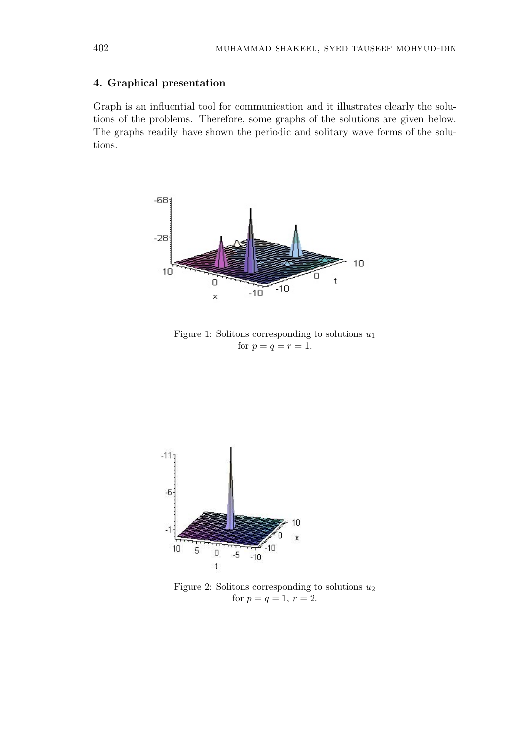## 4. Graphical presentation

Graph is an influential tool for communication and it illustrates clearly the solutions of the problems. Therefore, some graphs of the solutions are given below. The graphs readily have shown the periodic and solitary wave forms of the solutions.

Figure 1: Solitons corresponding to solutions $u_1$ for $p = q = r = 1$.

Figure 2: Solitons corresponding to solutions $u_2$ for $p = q = 1$, $r = 2$.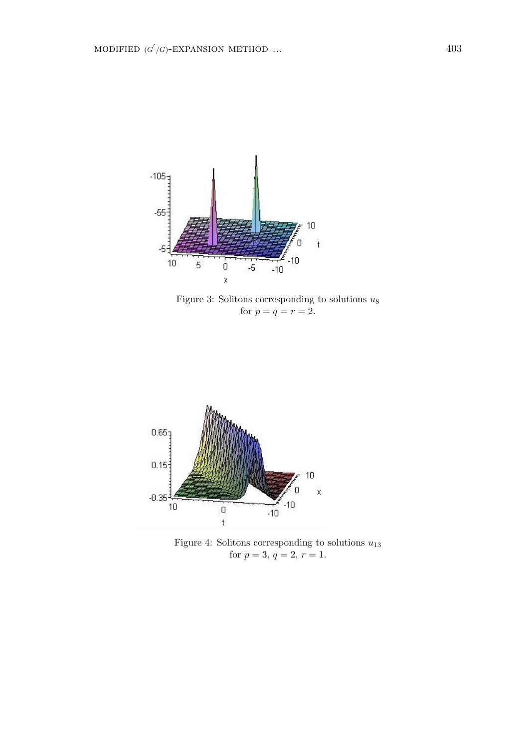Figure 3: Solitons corresponding to solutions $u_8$ for $p = q = r = 2$.

Figure 4: Solitons corresponding to solutions $u_{13}$ for $p = 3$, $q = 2$, $r = 1$.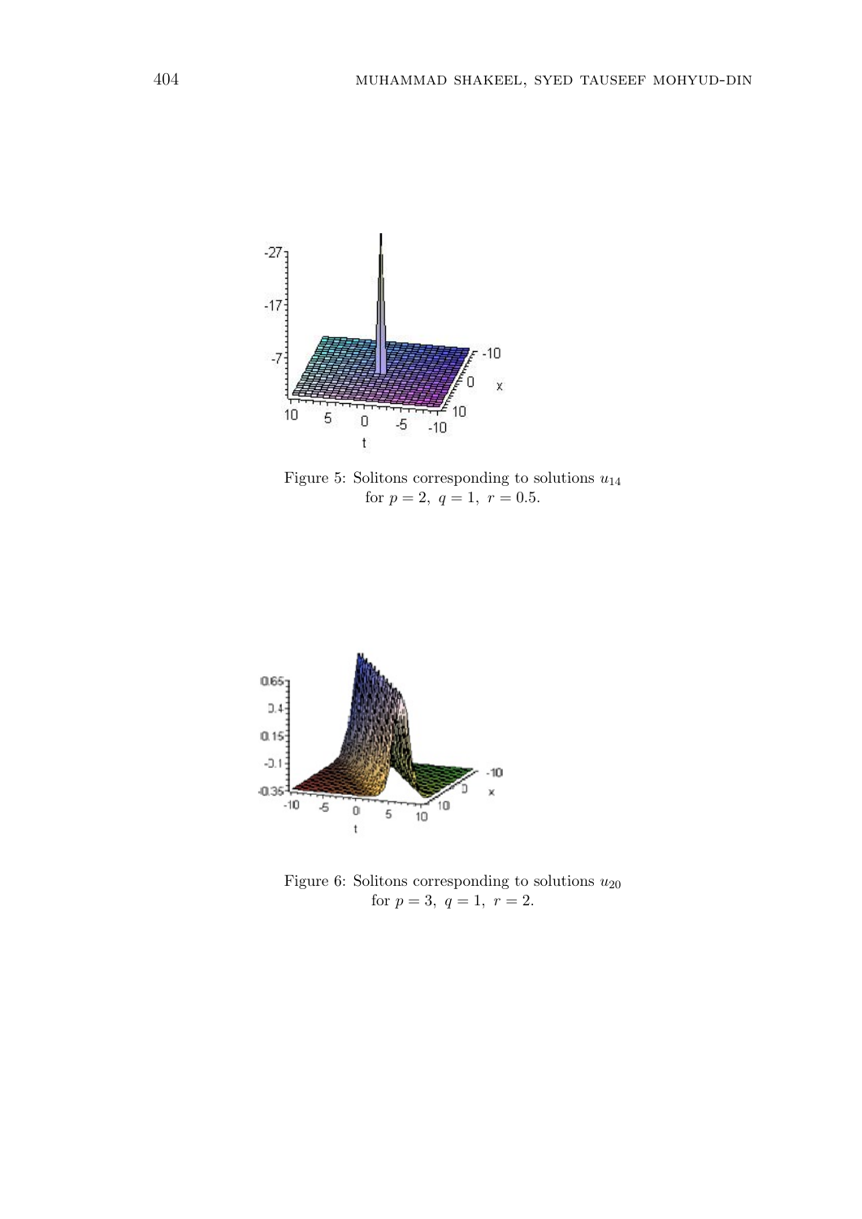Figure 5: Solitons corresponding to solutions $u_{14}$ for $p = 2,\ q = 1,\ r = 0.5$.

Figure 6: Solitons corresponding to solutions $u_{20}$ for $p = 3,\ q = 1,\ r = 2$.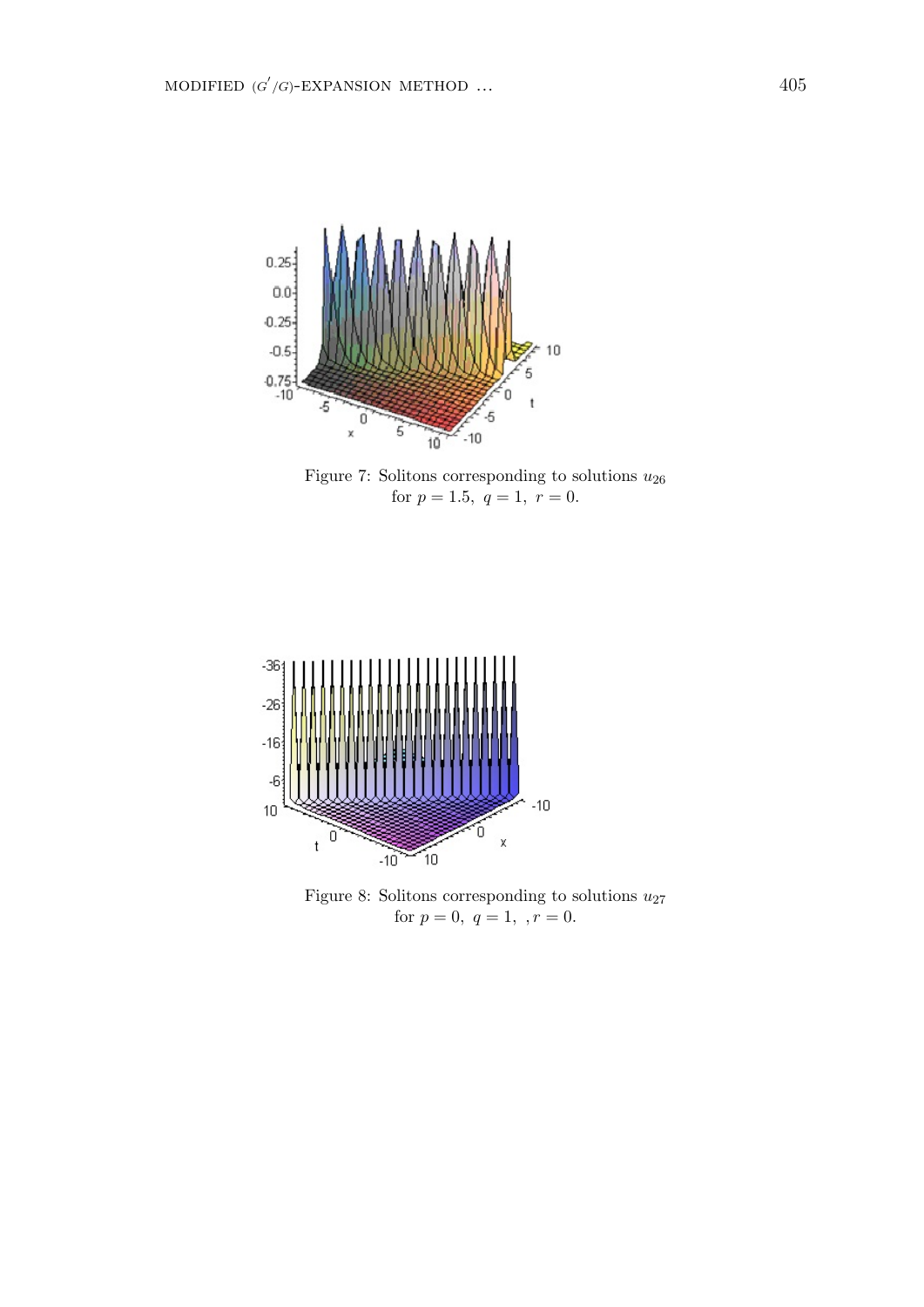Figure 7: Solitons corresponding to solutions $u_{26}$ for $p = 1.5,\ q = 1,\ r = 0.$

Figure 8: Solitons corresponding to solutions $u_{27}$ for $p = 0,\ q = 1,\ ,r = 0.$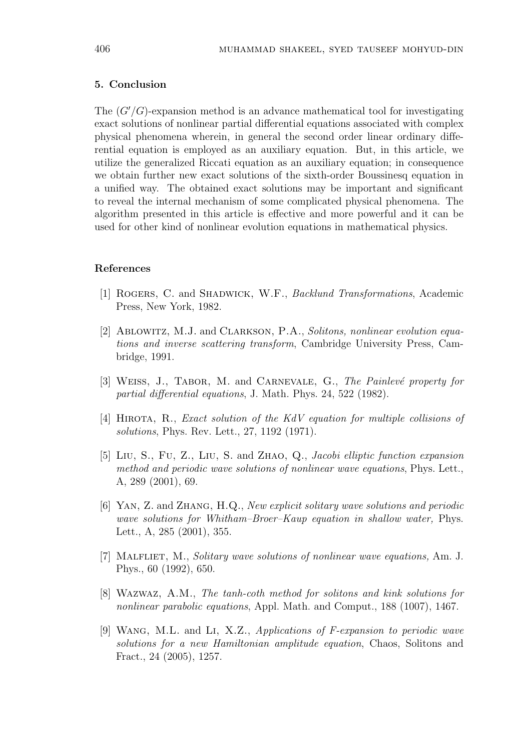## 5. Conclusion

The $(G'/G)$-expansion method is an advance mathematical tool for investigating exact solutions of nonlinear partial differential equations associated with complex physical phenomena wherein, in general the second order linear ordinary differential equation is employed as an auxiliary equation. But, in this article, we utilize the generalized Riccati equation as an auxiliary equation; in consequence we obtain further new exact solutions of the sixth-order Boussinesq equation in a unified way. The obtained exact solutions may be important and significant to reveal the internal mechanism of some complicated physical phenomena. The algorithm presented in this article is effective and more powerful and it can be used for other kind of nonlinear evolution equations in mathematical physics.

## References

[1] Rogers, C. and Shadwick, W.F., *Backlund Transformations*, Academic Press, New York, 1982.

[2] Ablowitz, M.J. and Clarkson, P.A., *Solitons, nonlinear evolution equations and inverse scattering transform*, Cambridge University Press, Cambridge, 1991.

[3] Weiss, J., Tabor, M. and Carnevale, G., *The Painlevé property for partial differential equations*, J. Math. Phys. 24, 522 (1982).

[4] Hirota, R., *Exact solution of the KdV equation for multiple collisions of solutions*, Phys. Rev. Lett., 27, 1192 (1971).

[5] Liu, S., Fu, Z., Liu, S. and Zhao, Q., *Jacobi elliptic function expansion method and periodic wave solutions of nonlinear wave equations*, Phys. Lett., A, 289 (2001), 69.

[6] Yan, Z. and Zhang, H.Q., *New explicit solitary wave solutions and periodic wave solutions for Whitham–Broer–Kaup equation in shallow water,* Phys. Lett., A, 285 (2001), 355.

[7] Malfliet, M., *Solitary wave solutions of nonlinear wave equations,* Am. J. Phys., 60 (1992), 650.

[8] Wazwaz, A.M., *The tanh-coth method for solitons and kink solutions for nonlinear parabolic equations*, Appl. Math. and Comput., 188 (1007), 1467.

[9] Wang, M.L. and Li, X.Z., *Applications of F-expansion to periodic wave solutions for a new Hamiltonian amplitude equation*, Chaos, Solitons and Fract., 24 (2005), 1257.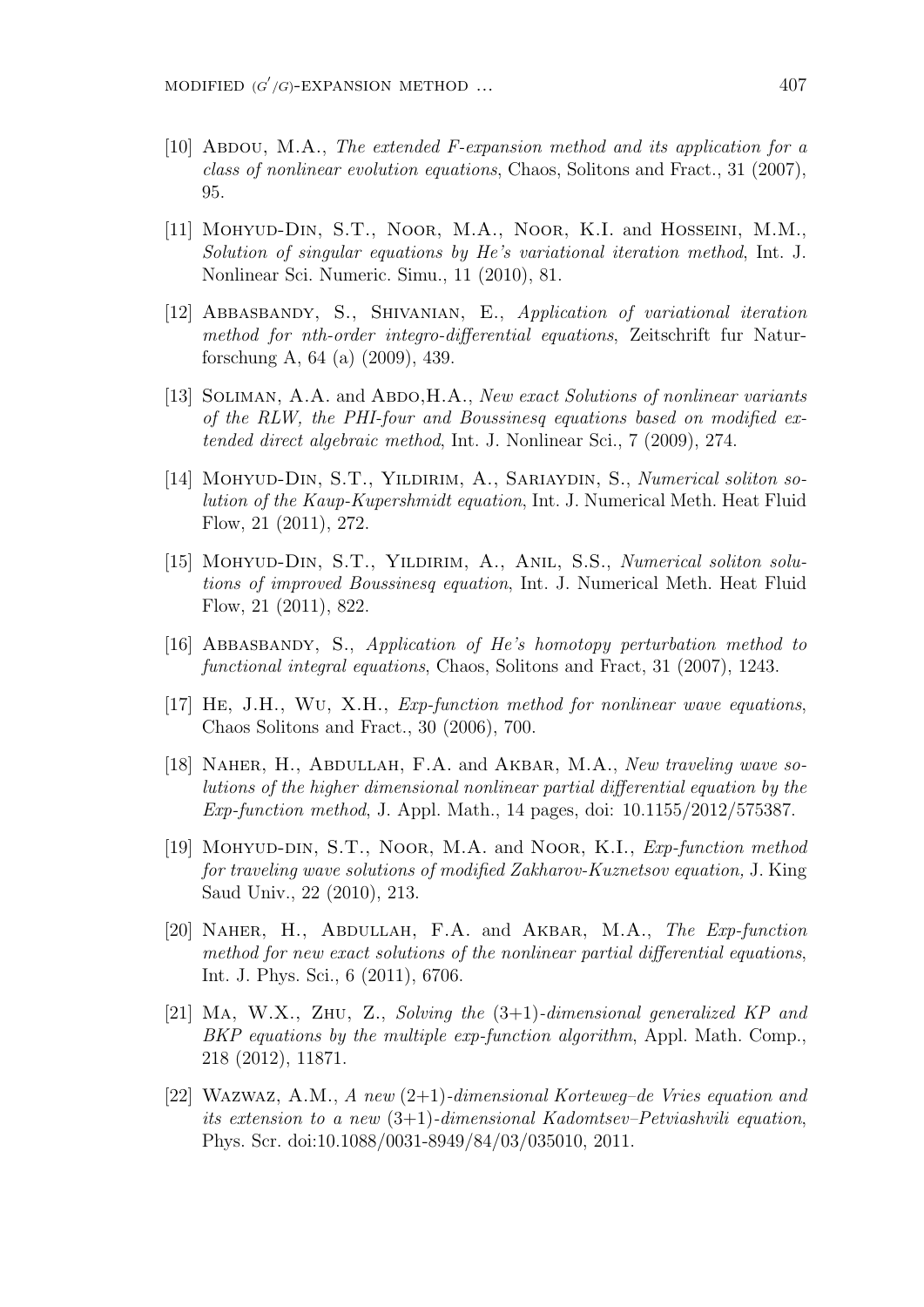[10] Abdou, M.A., *The extended F-expansion method and its application for a class of nonlinear evolution equations*, Chaos, Solitons and Fract., 31 (2007), 95.

[11] Mohyud-Din, S.T., Noor, M.A., Noor, K.I. and Hosseini, M.M., *Solution of singular equations by He's variational iteration method*, Int. J. Nonlinear Sci. Numeric. Simu., 11 (2010), 81.

[12] Abbasbandy, S., Shivanian, E., *Application of variational iteration method for nth-order integro-differential equations*, Zeitschrift fur Naturforschung A, 64 (a) (2009), 439.

[13] Soliman, A.A. and Abdo,H.A., *New exact Solutions of nonlinear variants of the RLW, the PHI-four and Boussinesq equations based on modified extended direct algebraic method*, Int. J. Nonlinear Sci., 7 (2009), 274.

[14] Mohyud-Din, S.T., Yildirim, A., Sariaydin, S., *Numerical soliton solution of the Kaup-Kupershmidt equation*, Int. J. Numerical Meth. Heat Fluid Flow, 21 (2011), 272.

[15] Mohyud-Din, S.T., Yildirim, A., Anil, S.S., *Numerical soliton solutions of improved Boussinesq equation*, Int. J. Numerical Meth. Heat Fluid Flow, 21 (2011), 822.

[16] Abbasbandy, S., *Application of He's homotopy perturbation method to functional integral equations*, Chaos, Solitons and Fract, 31 (2007), 1243.

[17] He, J.H., Wu, X.H., *Exp-function method for nonlinear wave equations*, Chaos Solitons and Fract., 30 (2006), 700.

[18] Naher, H., Abdullah, F.A. and Akbar, M.A., *New traveling wave solutions of the higher dimensional nonlinear partial differential equation by the Exp-function method*, J. Appl. Math., 14 pages, doi: 10.1155/2012/575387.

[19] Mohyud-din, S.T., Noor, M.A. and Noor, K.I., *Exp-function method for traveling wave solutions of modified Zakharov-Kuznetsov equation,* J. King Saud Univ., 22 (2010), 213.

[20] Naher, H., Abdullah, F.A. and Akbar, M.A., *The Exp-function method for new exact solutions of the nonlinear partial differential equations*, Int. J. Phys. Sci., 6 (2011), 6706.

[21] Ma, W.X., Zhu, Z., *Solving the (3+1)-dimensional generalized KP and BKP equations by the multiple exp-function algorithm*, Appl. Math. Comp., 218 (2012), 11871.

[22] Wazwaz, A.M., *A new (2+1)-dimensional Korteweg–de Vries equation and its extension to a new (3+1)-dimensional Kadomtsev–Petviashvili equation*, Phys. Scr. doi:10.1088/0031-8949/84/03/035010, 2011.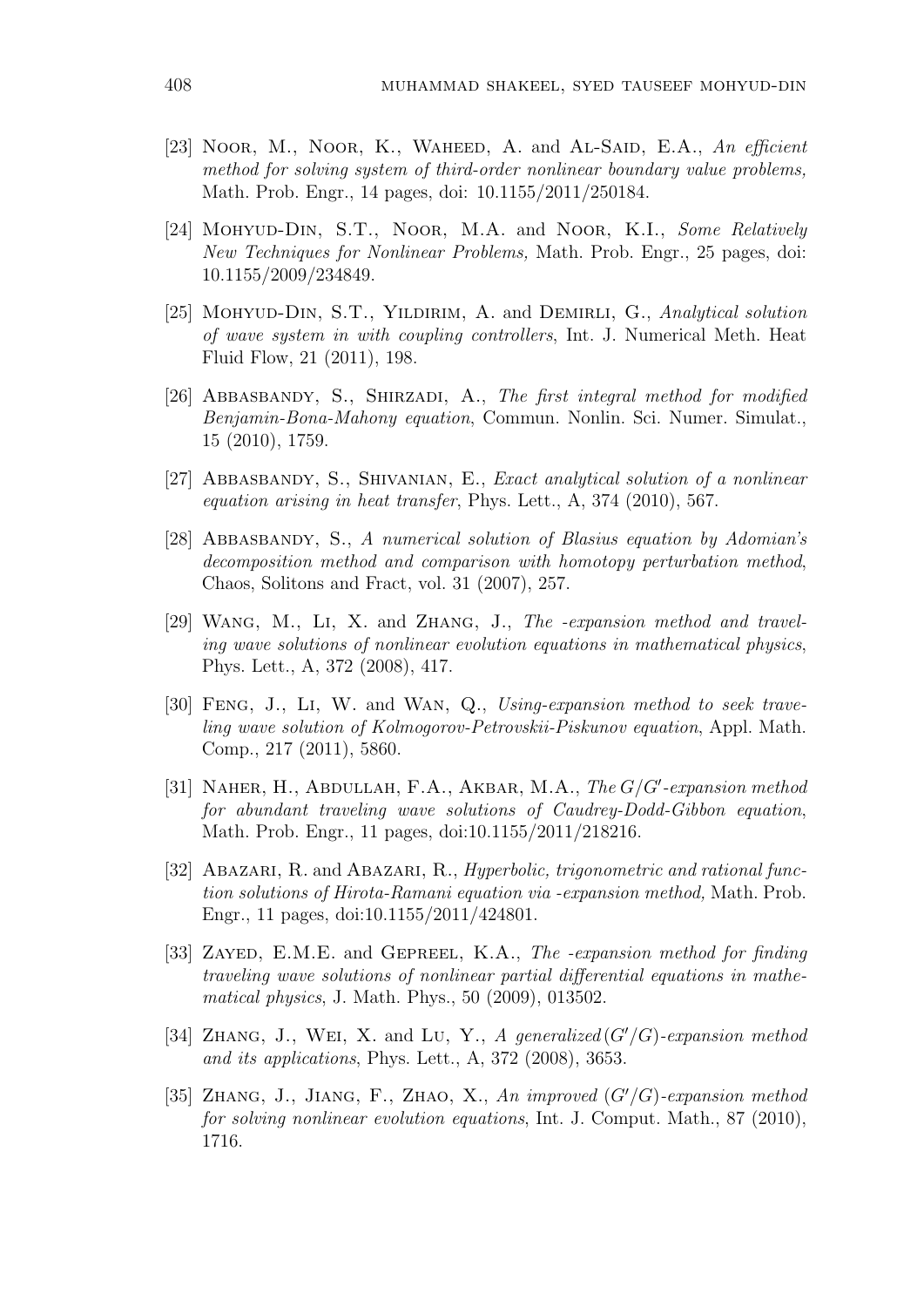[23] Noor, M., Noor, K., Waheed, A. and Al-Said, E.A., *An efficient method for solving system of third-order nonlinear boundary value problems,* Math. Prob. Engr., 14 pages, doi: 10.1155/2011/250184.

[24] Mohyud-Din, S.T., Noor, M.A. and Noor, K.I., *Some Relatively New Techniques for Nonlinear Problems,* Math. Prob. Engr., 25 pages, doi: 10.1155/2009/234849.

[25] Mohyud-Din, S.T., Yildirim, A. and Demirli, G., *Analytical solution of wave system in with coupling controllers*, Int. J. Numerical Meth. Heat Fluid Flow, 21 (2011), 198.

[26] Abbasbandy, S., Shirzadi, A., *The first integral method for modified Benjamin-Bona-Mahony equation*, Commun. Nonlin. Sci. Numer. Simulat., 15 (2010), 1759.

[27] Abbasbandy, S., Shivanian, E., *Exact analytical solution of a nonlinear equation arising in heat transfer*, Phys. Lett., A, 374 (2010), 567.

[28] Abbasbandy, S., *A numerical solution of Blasius equation by Adomian's decomposition method and comparison with homotopy perturbation method*, Chaos, Solitons and Fract, vol. 31 (2007), 257.

[29] Wang, M., Li, X. and Zhang, J., *The -expansion method and traveling wave solutions of nonlinear evolution equations in mathematical physics*, Phys. Lett., A, 372 (2008), 417.

[30] Feng, J., Li, W. and Wan, Q., *Using-expansion method to seek traveling wave solution of Kolmogorov-Petrovskii-Piskunov equation*, Appl. Math. Comp., 217 (2011), 5860.

[31] Naher, H., Abdullah, F.A., Akbar, M.A., *The $G/G'$-expansion method for abundant traveling wave solutions of Caudrey-Dodd-Gibbon equation*, Math. Prob. Engr., 11 pages, doi:10.1155/2011/218216.

[32] Abazari, R. and Abazari, R., *Hyperbolic, trigonometric and rational function solutions of Hirota-Ramani equation via -expansion method,* Math. Prob. Engr., 11 pages, doi:10.1155/2011/424801.

[33] Zayed, E.M.E. and Gepreel, K.A., *The -expansion method for finding traveling wave solutions of nonlinear partial differential equations in mathematical physics*, J. Math. Phys., 50 (2009), 013502.

[34] Zhang, J., Wei, X. and Lu, Y., *A generalized $(G'/G)$-expansion method and its applications*, Phys. Lett., A, 372 (2008), 3653.

[35] Zhang, J., Jiang, F., Zhao, X., *An improved $(G'/G)$-expansion method for solving nonlinear evolution equations*, Int. J. Comput. Math., 87 (2010), 1716.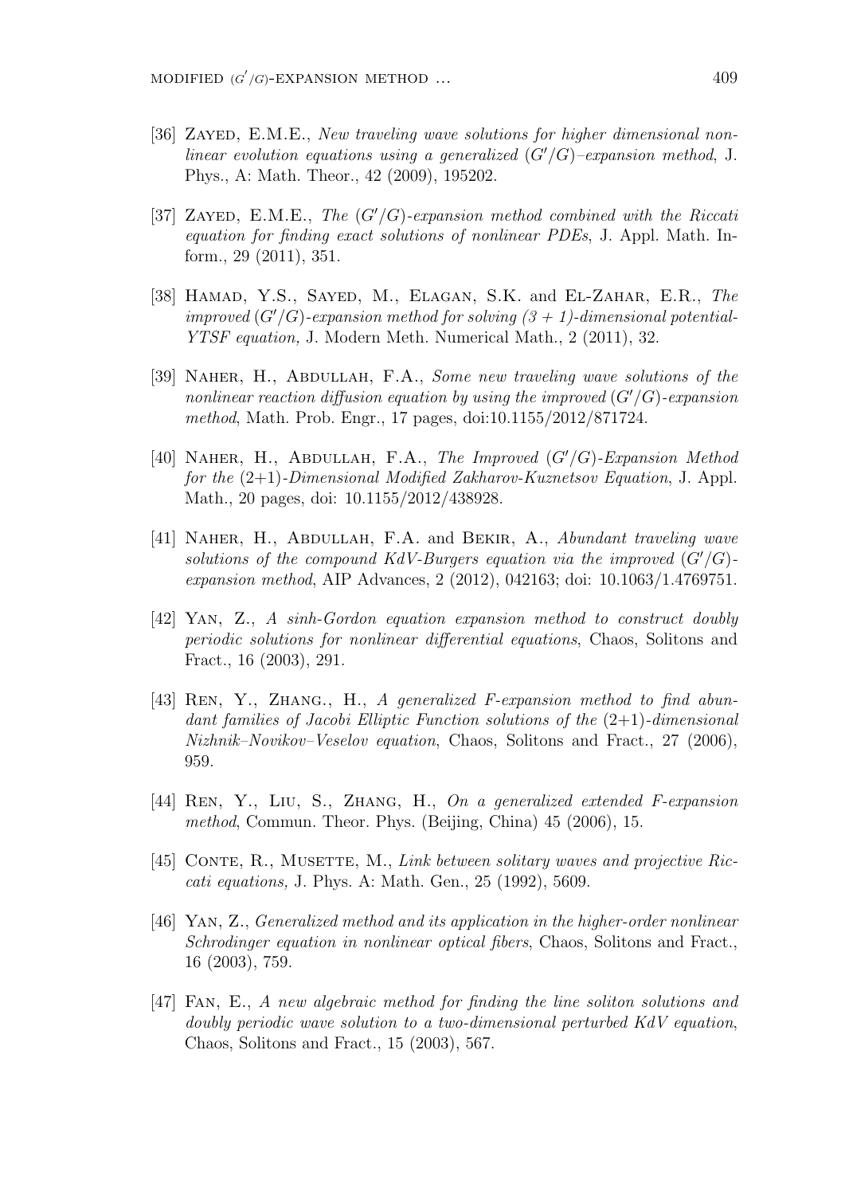[36] Zayed, E.M.E., *New traveling wave solutions for higher dimensional nonlinear evolution equations using a generalized $(G'/G)$–expansion method*, J. Phys., A: Math. Theor., 42 (2009), 195202.

[37] Zayed, E.M.E., *The $(G'/G)$-expansion method combined with the Riccati equation for finding exact solutions of nonlinear PDEs*, J. Appl. Math. Inform., 29 (2011), 351.

[38] Hamad, Y.S., Sayed, M., Elagan, S.K. and El-Zahar, E.R., *The improved $(G'/G)$-expansion method for solving (3 + 1)-dimensional potential-YTSF equation,* J. Modern Meth. Numerical Math., 2 (2011), 32.

[39] Naher, H., Abdullah, F.A., *Some new traveling wave solutions of the nonlinear reaction diffusion equation by using the improved $(G'/G)$-expansion method*, Math. Prob. Engr., 17 pages, doi:10.1155/2012/871724.

[40] Naher, H., Abdullah, F.A., *The Improved $(G'/G)$-Expansion Method for the (2+1)-Dimensional Modified Zakharov-Kuznetsov Equation*, J. Appl. Math., 20 pages, doi: 10.1155/2012/438928.

[41] Naher, H., Abdullah, F.A. and Bekir, A., *Abundant traveling wave solutions of the compound KdV-Burgers equation via the improved $(G'/G)$-expansion method*, AIP Advances, 2 (2012), 042163; doi: 10.1063/1.4769751.

[42] Yan, Z., *A sinh-Gordon equation expansion method to construct doubly periodic solutions for nonlinear differential equations*, Chaos, Solitons and Fract., 16 (2003), 291.

[43] Ren, Y., Zhang., H., *A generalized F-expansion method to find abundant families of Jacobi Elliptic Function solutions of the (2+1)-dimensional Nizhnik–Novikov–Veselov equation*, Chaos, Solitons and Fract., 27 (2006), 959.

[44] Ren, Y., Liu, S., Zhang, H., *On a generalized extended F-expansion method*, Commun. Theor. Phys. (Beijing, China) 45 (2006), 15.

[45] Conte, R., Musette, M., *Link between solitary waves and projective Riccati equations,* J. Phys. A: Math. Gen., 25 (1992), 5609.

[46] Yan, Z., *Generalized method and its application in the higher-order nonlinear Schrodinger equation in nonlinear optical fibers*, Chaos, Solitons and Fract., 16 (2003), 759.

[47] Fan, E., *A new algebraic method for finding the line soliton solutions and doubly periodic wave solution to a two-dimensional perturbed KdV equation*, Chaos, Solitons and Fract., 15 (2003), 567.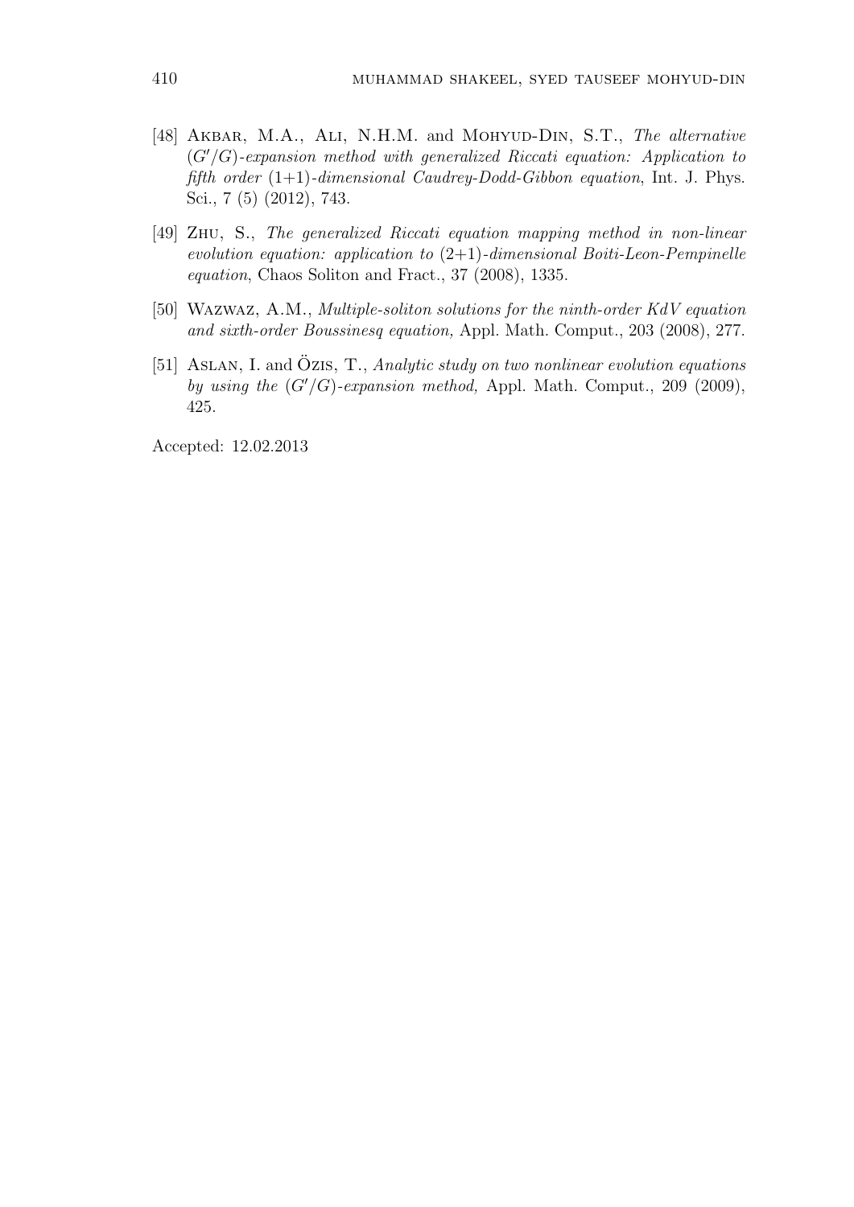[48] Akbar, M.A., Ali, N.H.M. and Mohyud-Din, S.T., *The alternative $(G'/G)$-expansion method with generalized Riccati equation: Application to fifth order (1+1)-dimensional Caudrey-Dodd-Gibbon equation*, Int. J. Phys. Sci., 7 (5) (2012), 743.

[49] Zhu, S., *The generalized Riccati equation mapping method in non-linear evolution equation: application to (2+1)-dimensional Boiti-Leon-Pempinelle equation*, Chaos Soliton and Fract., 37 (2008), 1335.

[50] Wazwaz, A.M., *Multiple-soliton solutions for the ninth-order KdV equation and sixth-order Boussinesq equation,* Appl. Math. Comput., 203 (2008), 277.

[51] Aslan, I. and Özis, T., *Analytic study on two nonlinear evolution equations by using the $(G'/G)$-expansion method,* Appl. Math. Comput., 209 (2009), 425.

Accepted: 12.02.2013